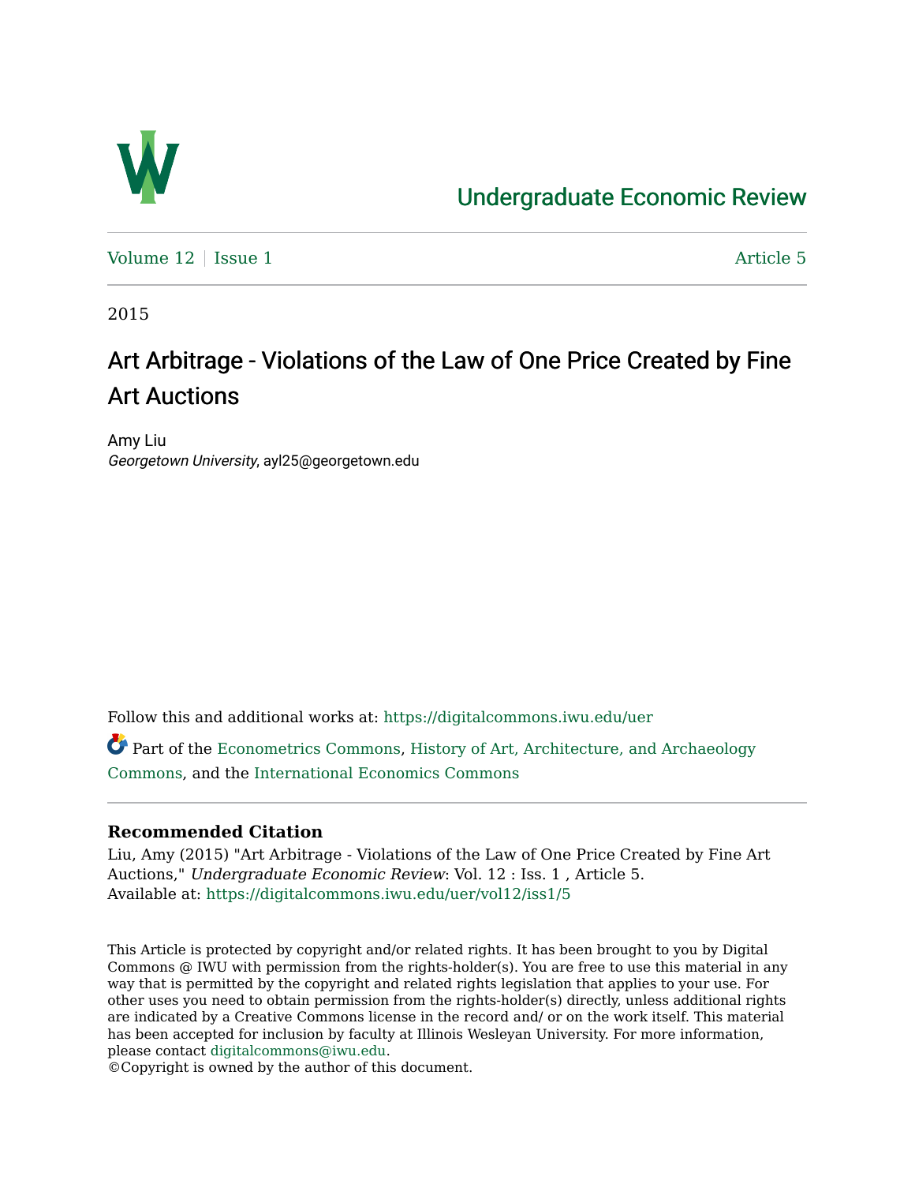# Undergraduate Economic Review

Volume 12 | Issue 1 Article 5

2015

## Art Arbitrage - Violations of the Law of One Price Created by Fine Art Auctions

Amy Liu
*Georgetown University*, ayl25@georgetown.edu

Follow this and additional works at: https://digitalcommons.iwu.edu/uer

Part of the Econometrics Commons, History of Art, Architecture, and Archaeology Commons, and the International Economics Commons

### Recommended Citation

Liu, Amy (2015) "Art Arbitrage - Violations of the Law of One Price Created by Fine Art Auctions," *Undergraduate Economic Review*: Vol. 12 : Iss. 1 , Article 5.
Available at: https://digitalcommons.iwu.edu/uer/vol12/iss1/5

This Article is protected by copyright and/or related rights. It has been brought to you by Digital Commons @ IWU with permission from the rights-holder(s). You are free to use this material in any way that is permitted by the copyright and related rights legislation that applies to your use. For other uses you need to obtain permission from the rights-holder(s) directly, unless additional rights are indicated by a Creative Commons license in the record and/ or on the work itself. This material has been accepted for inclusion by faculty at Illinois Wesleyan University. For more information, please contact digitalcommons@iwu.edu.
©Copyright is owned by the author of this document.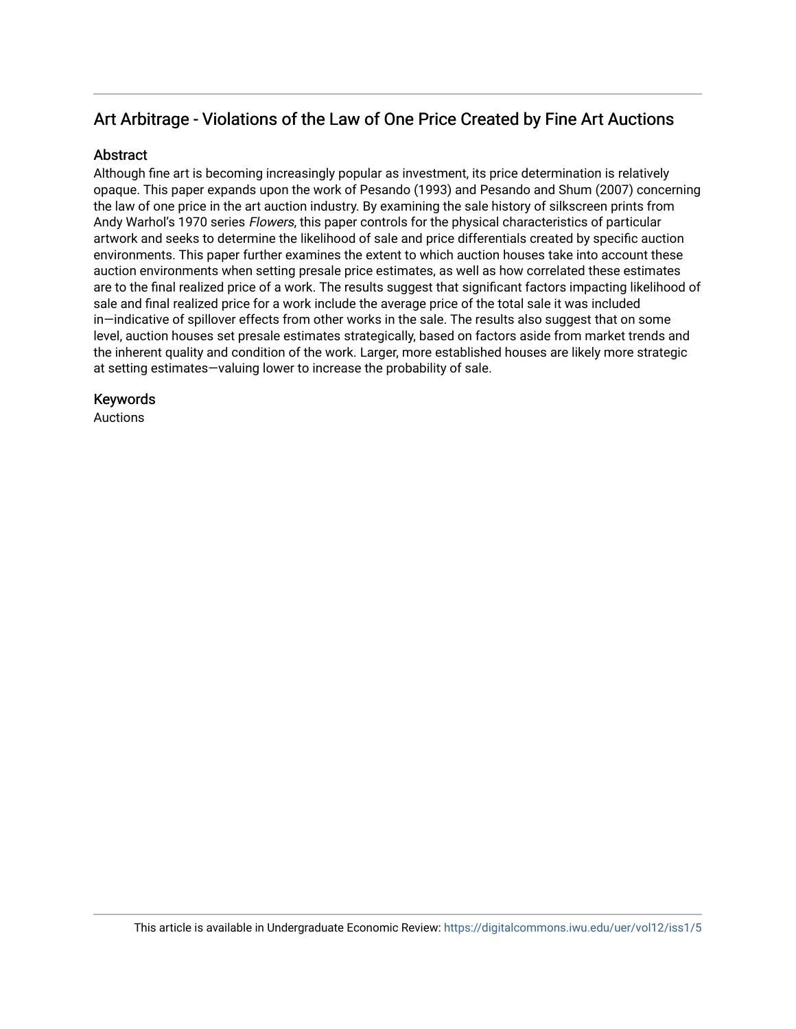## Art Arbitrage - Violations of the Law of One Price Created by Fine Art Auctions

### Abstract

Although fine art is becoming increasingly popular as investment, its price determination is relatively opaque. This paper expands upon the work of Pesando (1993) and Pesando and Shum (2007) concerning the law of one price in the art auction industry. By examining the sale history of silkscreen prints from Andy Warhol's 1970 series *Flowers*, this paper controls for the physical characteristics of particular artwork and seeks to determine the likelihood of sale and price differentials created by specific auction environments. This paper further examines the extent to which auction houses take into account these auction environments when setting presale price estimates, as well as how correlated these estimates are to the final realized price of a work. The results suggest that significant factors impacting likelihood of sale and final realized price for a work include the average price of the total sale it was included in—indicative of spillover effects from other works in the sale. The results also suggest that on some level, auction houses set presale estimates strategically, based on factors aside from market trends and the inherent quality and condition of the work. Larger, more established houses are likely more strategic at setting estimates—valuing lower to increase the probability of sale.

### Keywords

Auctions

This article is available in Undergraduate Economic Review: https://digitalcommons.iwu.edu/uer/vol12/iss1/5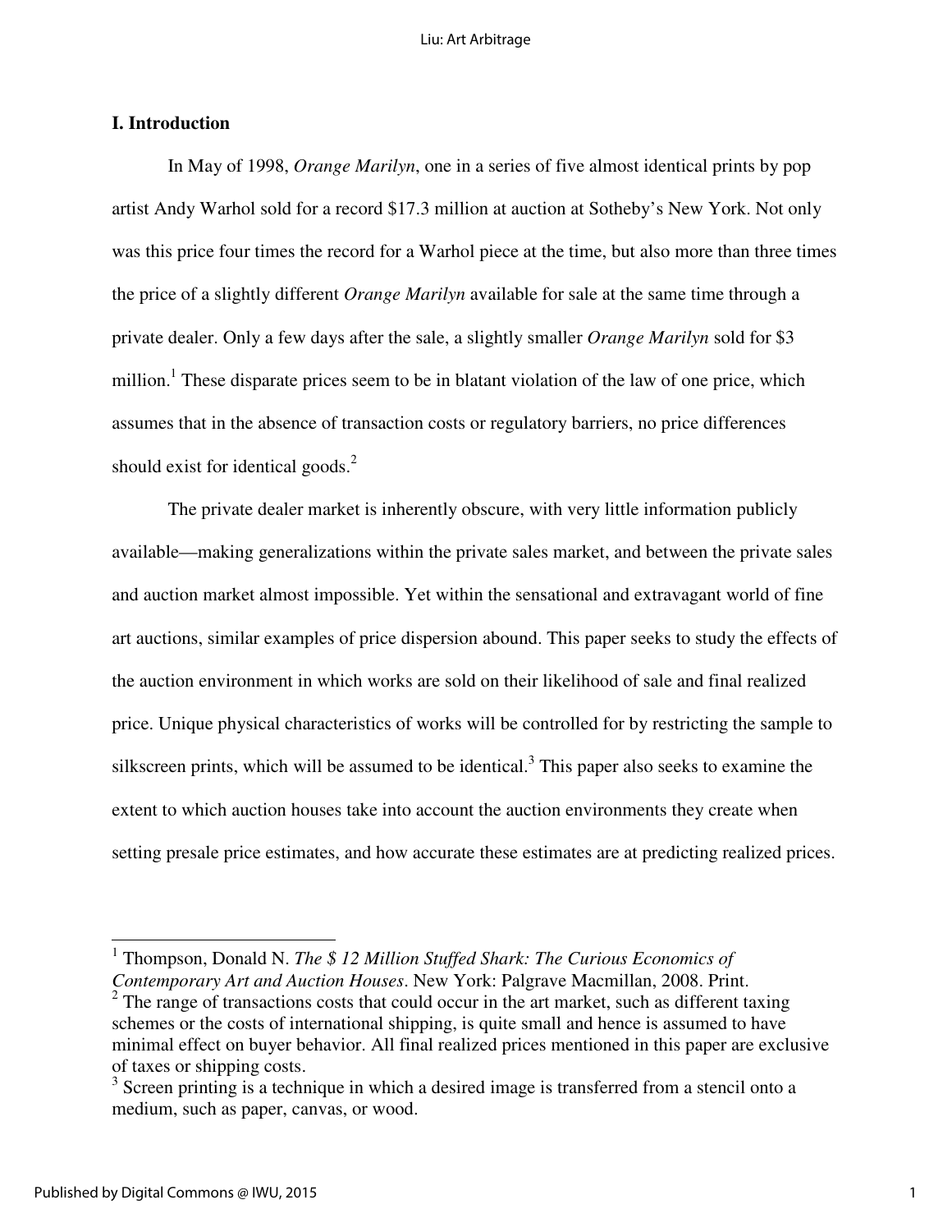## I. Introduction

In May of 1998, *Orange Marilyn*, one in a series of five almost identical prints by pop artist Andy Warhol sold for a record $17.3 million at auction at Sotheby's New York. Not only was this price four times the record for a Warhol piece at the time, but also more than three times the price of a slightly different *Orange Marilyn* available for sale at the same time through a private dealer. Only a few days after the sale, a slightly smaller *Orange Marilyn* sold for $3 million.[1] These disparate prices seem to be in blatant violation of the law of one price, which assumes that in the absence of transaction costs or regulatory barriers, no price differences should exist for identical goods.[2]

The private dealer market is inherently obscure, with very little information publicly available—making generalizations within the private sales market, and between the private sales and auction market almost impossible. Yet within the sensational and extravagant world of fine art auctions, similar examples of price dispersion abound. This paper seeks to study the effects of the auction environment in which works are sold on their likelihood of sale and final realized price. Unique physical characteristics of works will be controlled for by restricting the sample to silkscreen prints, which will be assumed to be identical.[3] This paper also seeks to examine the extent to which auction houses take into account the auction environments they create when setting presale price estimates, and how accurate these estimates are at predicting realized prices.

---

[1] Thompson, Donald N. *The $ 12 Million Stuffed Shark: The Curious Economics of Contemporary Art and Auction Houses*. New York: Palgrave Macmillan, 2008. Print.

[2] The range of transactions costs that could occur in the art market, such as different taxing schemes or the costs of international shipping, is quite small and hence is assumed to have minimal effect on buyer behavior. All final realized prices mentioned in this paper are exclusive of taxes or shipping costs.

[3] Screen printing is a technique in which a desired image is transferred from a stencil onto a medium, such as paper, canvas, or wood.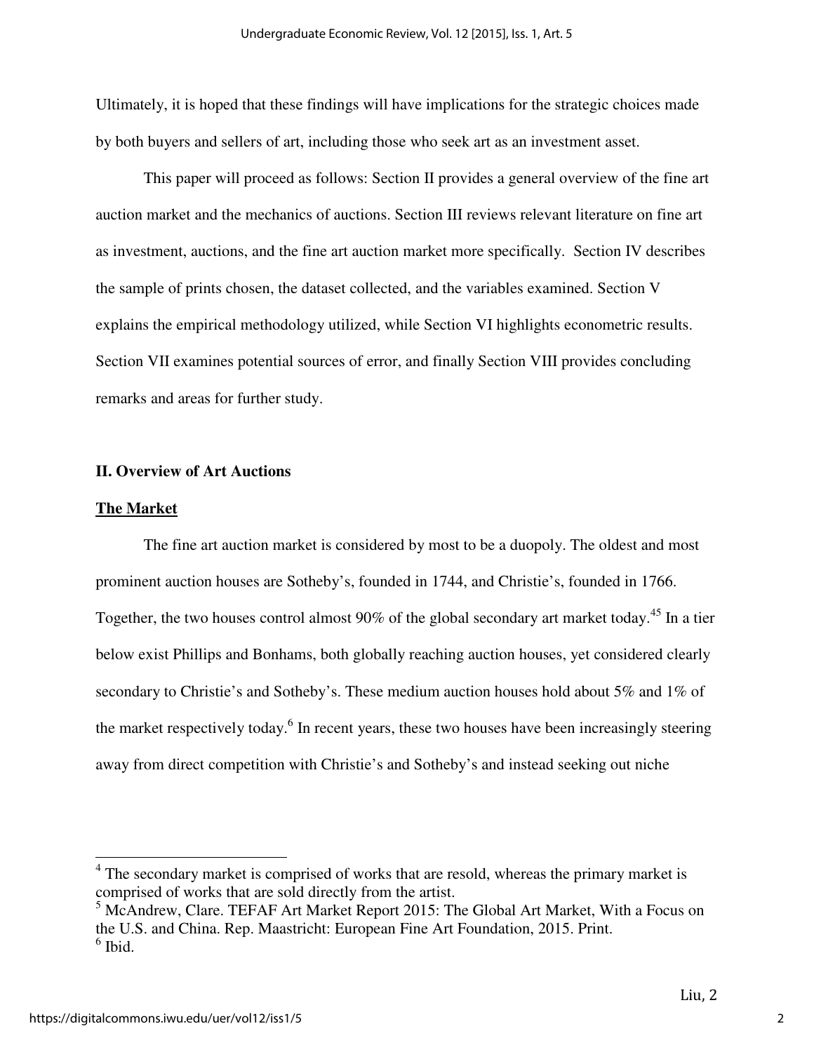Ultimately, it is hoped that these findings will have implications for the strategic choices made by both buyers and sellers of art, including those who seek art as an investment asset.

This paper will proceed as follows: Section II provides a general overview of the fine art auction market and the mechanics of auctions. Section III reviews relevant literature on fine art as investment, auctions, and the fine art auction market more specifically. Section IV describes the sample of prints chosen, the dataset collected, and the variables examined. Section V explains the empirical methodology utilized, while Section VI highlights econometric results. Section VII examines potential sources of error, and finally Section VIII provides concluding remarks and areas for further study.

## II. Overview of Art Auctions

### The Market

The fine art auction market is considered by most to be a duopoly. The oldest and most prominent auction houses are Sotheby's, founded in 1744, and Christie's, founded in 1766. Together, the two houses control almost 90% of the global secondary art market today.[4][5] In a tier below exist Phillips and Bonhams, both globally reaching auction houses, yet considered clearly secondary to Christie's and Sotheby's. These medium auction houses hold about 5% and 1% of the market respectively today.[6] In recent years, these two houses have been increasingly steering away from direct competition with Christie's and Sotheby's and instead seeking out niche

---

[4] The secondary market is comprised of works that are resold, whereas the primary market is comprised of works that are sold directly from the artist.

[5] McAndrew, Clare. TEFAF Art Market Report 2015: The Global Art Market, With a Focus on the U.S. and China. Rep. Maastricht: European Fine Art Foundation, 2015. Print.

[6] Ibid.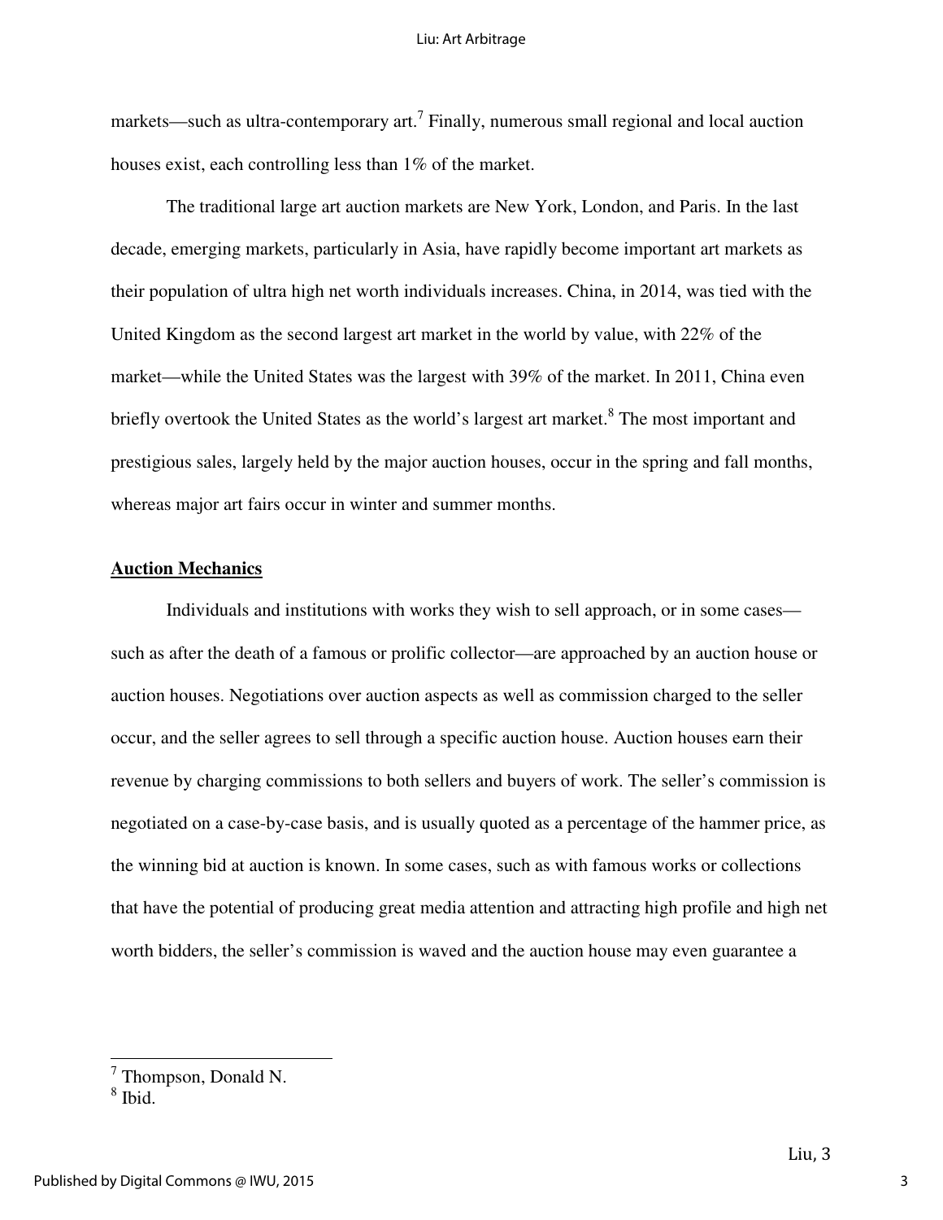markets—such as ultra-contemporary art.[7] Finally, numerous small regional and local auction houses exist, each controlling less than 1% of the market.

The traditional large art auction markets are New York, London, and Paris. In the last decade, emerging markets, particularly in Asia, have rapidly become important art markets as their population of ultra high net worth individuals increases. China, in 2014, was tied with the United Kingdom as the second largest art market in the world by value, with 22% of the market—while the United States was the largest with 39% of the market. In 2011, China even briefly overtook the United States as the world's largest art market.[8] The most important and prestigious sales, largely held by the major auction houses, occur in the spring and fall months, whereas major art fairs occur in winter and summer months.

## Auction Mechanics

Individuals and institutions with works they wish to sell approach, or in some cases—such as after the death of a famous or prolific collector—are approached by an auction house or auction houses. Negotiations over auction aspects as well as commission charged to the seller occur, and the seller agrees to sell through a specific auction house. Auction houses earn their revenue by charging commissions to both sellers and buyers of work. The seller's commission is negotiated on a case-by-case basis, and is usually quoted as a percentage of the hammer price, as the winning bid at auction is known. In some cases, such as with famous works or collections that have the potential of producing great media attention and attracting high profile and high net worth bidders, the seller's commission is waved and the auction house may even guarantee a

---

[7] Thompson, Donald N.

[8] Ibid.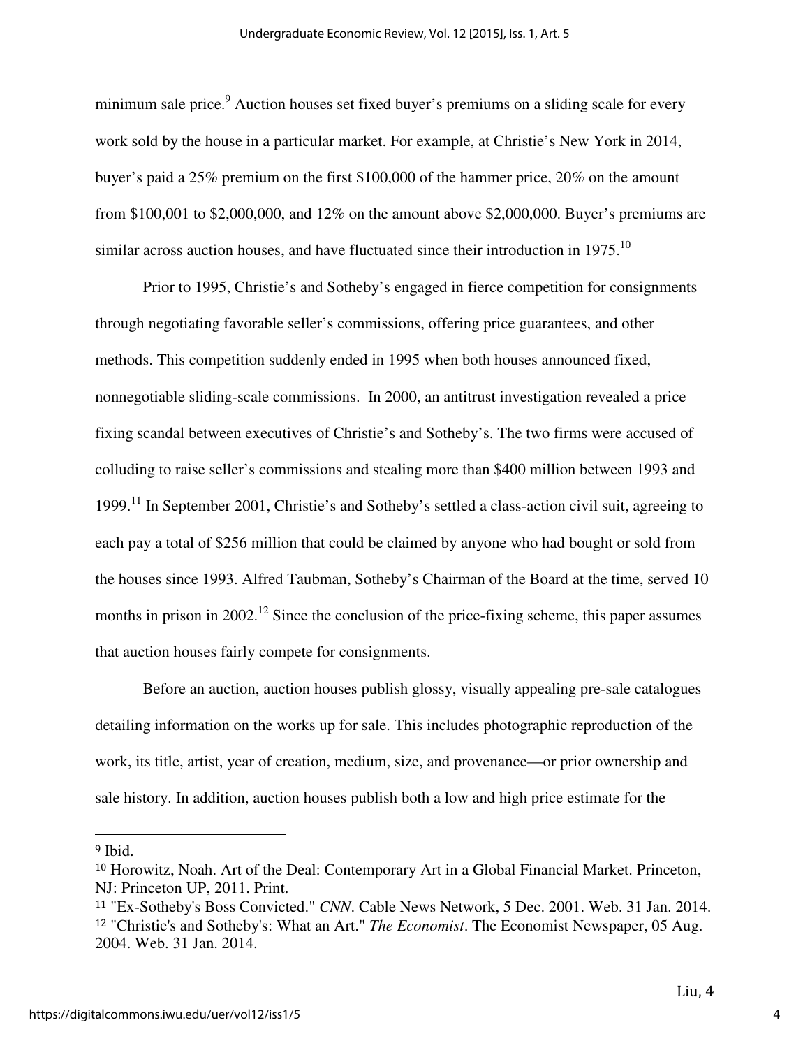minimum sale price.[9] Auction houses set fixed buyer's premiums on a sliding scale for every work sold by the house in a particular market. For example, at Christie's New York in 2014, buyer's paid a 25% premium on the first $100,000 of the hammer price, 20% on the amount from $100,001 to $2,000,000, and 12% on the amount above $2,000,000. Buyer's premiums are similar across auction houses, and have fluctuated since their introduction in 1975.[10]

Prior to 1995, Christie's and Sotheby's engaged in fierce competition for consignments through negotiating favorable seller's commissions, offering price guarantees, and other methods. This competition suddenly ended in 1995 when both houses announced fixed, nonnegotiable sliding-scale commissions. In 2000, an antitrust investigation revealed a price fixing scandal between executives of Christie's and Sotheby's. The two firms were accused of colluding to raise seller's commissions and stealing more than $400 million between 1993 and 1999.[11] In September 2001, Christie's and Sotheby's settled a class-action civil suit, agreeing to each pay a total of $256 million that could be claimed by anyone who had bought or sold from the houses since 1993. Alfred Taubman, Sotheby's Chairman of the Board at the time, served 10 months in prison in 2002.[12] Since the conclusion of the price-fixing scheme, this paper assumes that auction houses fairly compete for consignments.

Before an auction, auction houses publish glossy, visually appealing pre-sale catalogues detailing information on the works up for sale. This includes photographic reproduction of the work, its title, artist, year of creation, medium, size, and provenance—or prior ownership and sale history. In addition, auction houses publish both a low and high price estimate for the

---

[9] Ibid.

[10] Horowitz, Noah. Art of the Deal: Contemporary Art in a Global Financial Market. Princeton, NJ: Princeton UP, 2011. Print.

[11] "Ex-Sotheby's Boss Convicted." *CNN*. Cable News Network, 5 Dec. 2001. Web. 31 Jan. 2014.

[12] "Christie's and Sotheby's: What an Art." *The Economist*. The Economist Newspaper, 05 Aug. 2004. Web. 31 Jan. 2014.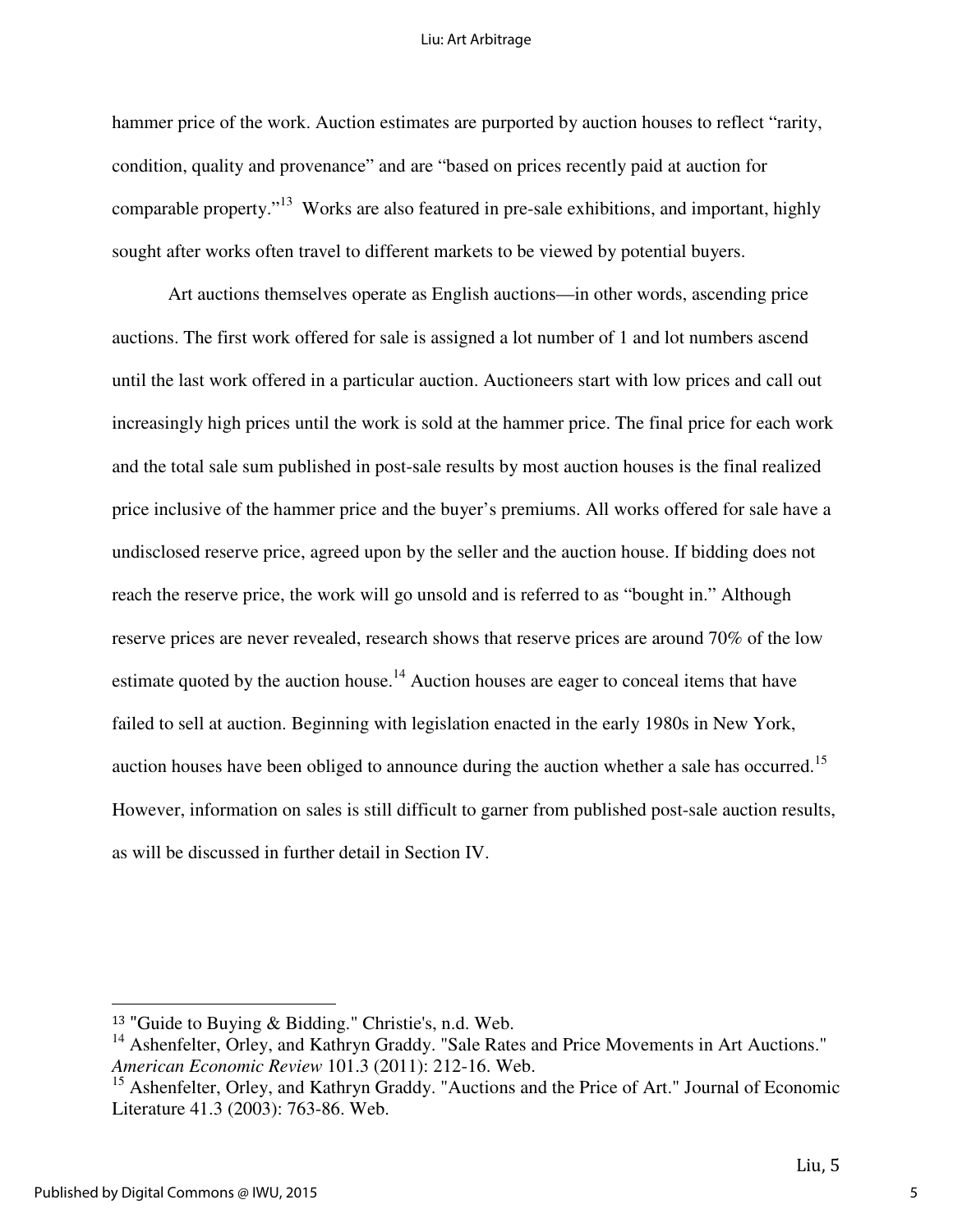hammer price of the work. Auction estimates are purported by auction houses to reflect "rarity, condition, quality and provenance" and are "based on prices recently paid at auction for comparable property."[13] Works are also featured in pre-sale exhibitions, and important, highly sought after works often travel to different markets to be viewed by potential buyers.

Art auctions themselves operate as English auctions—in other words, ascending price auctions. The first work offered for sale is assigned a lot number of 1 and lot numbers ascend until the last work offered in a particular auction. Auctioneers start with low prices and call out increasingly high prices until the work is sold at the hammer price. The final price for each work and the total sale sum published in post-sale results by most auction houses is the final realized price inclusive of the hammer price and the buyer's premiums. All works offered for sale have a undisclosed reserve price, agreed upon by the seller and the auction house. If bidding does not reach the reserve price, the work will go unsold and is referred to as "bought in." Although reserve prices are never revealed, research shows that reserve prices are around 70% of the low estimate quoted by the auction house.[14] Auction houses are eager to conceal items that have failed to sell at auction. Beginning with legislation enacted in the early 1980s in New York, auction houses have been obliged to announce during the auction whether a sale has occurred.[15] However, information on sales is still difficult to garner from published post-sale auction results, as will be discussed in further detail in Section IV.

---

[13] "Guide to Buying & Bidding." Christie's, n.d. Web.

[14] Ashenfelter, Orley, and Kathryn Graddy. "Sale Rates and Price Movements in Art Auctions." *American Economic Review* 101.3 (2011): 212-16. Web.

[15] Ashenfelter, Orley, and Kathryn Graddy. "Auctions and the Price of Art." Journal of Economic Literature 41.3 (2003): 763-86. Web.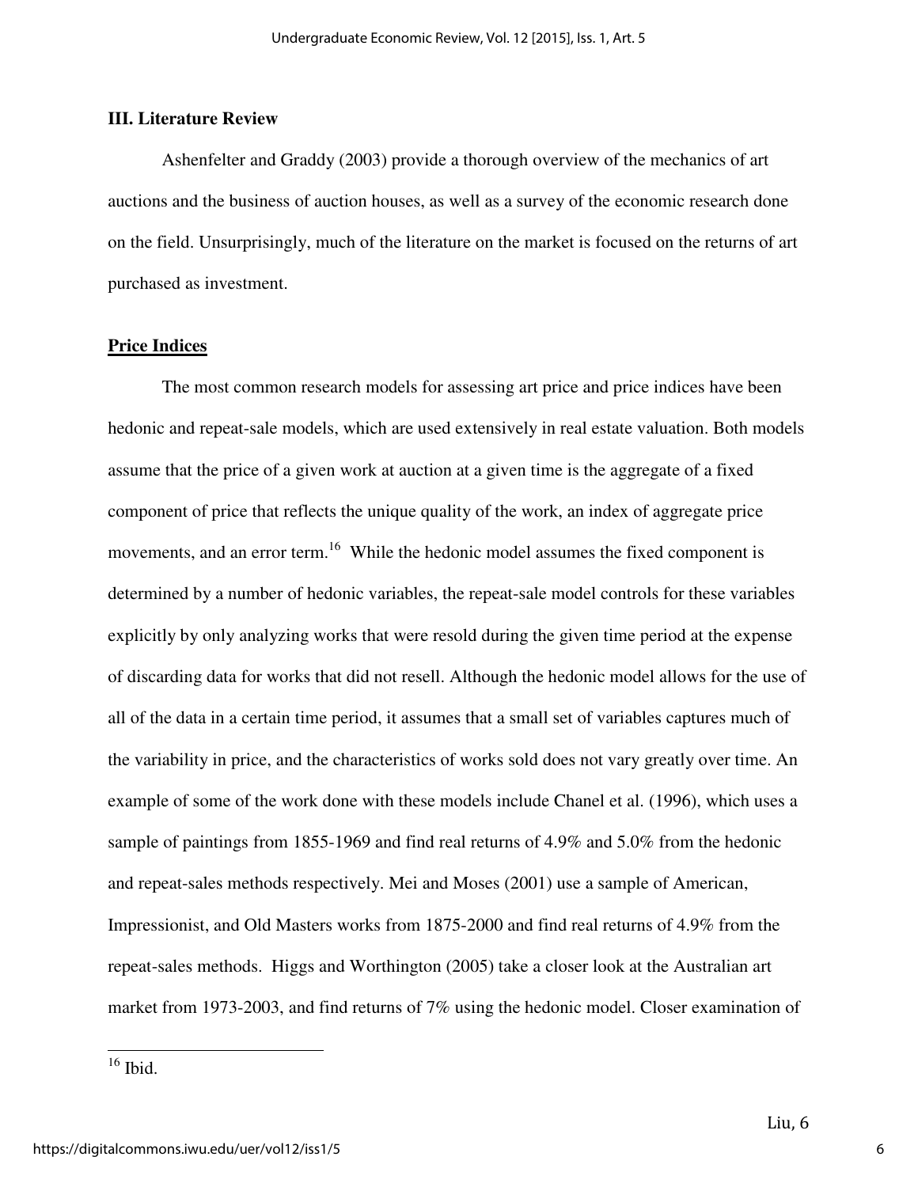## III. Literature Review

Ashenfelter and Graddy (2003) provide a thorough overview of the mechanics of art auctions and the business of auction houses, as well as a survey of the economic research done on the field. Unsurprisingly, much of the literature on the market is focused on the returns of art purchased as investment.

### Price Indices

The most common research models for assessing art price and price indices have been hedonic and repeat-sale models, which are used extensively in real estate valuation. Both models assume that the price of a given work at auction at a given time is the aggregate of a fixed component of price that reflects the unique quality of the work, an index of aggregate price movements, and an error term.[16] While the hedonic model assumes the fixed component is determined by a number of hedonic variables, the repeat-sale model controls for these variables explicitly by only analyzing works that were resold during the given time period at the expense of discarding data for works that did not resell. Although the hedonic model allows for the use of all of the data in a certain time period, it assumes that a small set of variables captures much of the variability in price, and the characteristics of works sold does not vary greatly over time. An example of some of the work done with these models include Chanel et al. (1996), which uses a sample of paintings from 1855-1969 and find real returns of 4.9% and 5.0% from the hedonic and repeat-sales methods respectively. Mei and Moses (2001) use a sample of American, Impressionist, and Old Masters works from 1875-2000 and find real returns of 4.9% from the repeat-sales methods. Higgs and Worthington (2005) take a closer look at the Australian art market from 1973-2003, and find returns of 7% using the hedonic model. Closer examination of

[16] Ibid.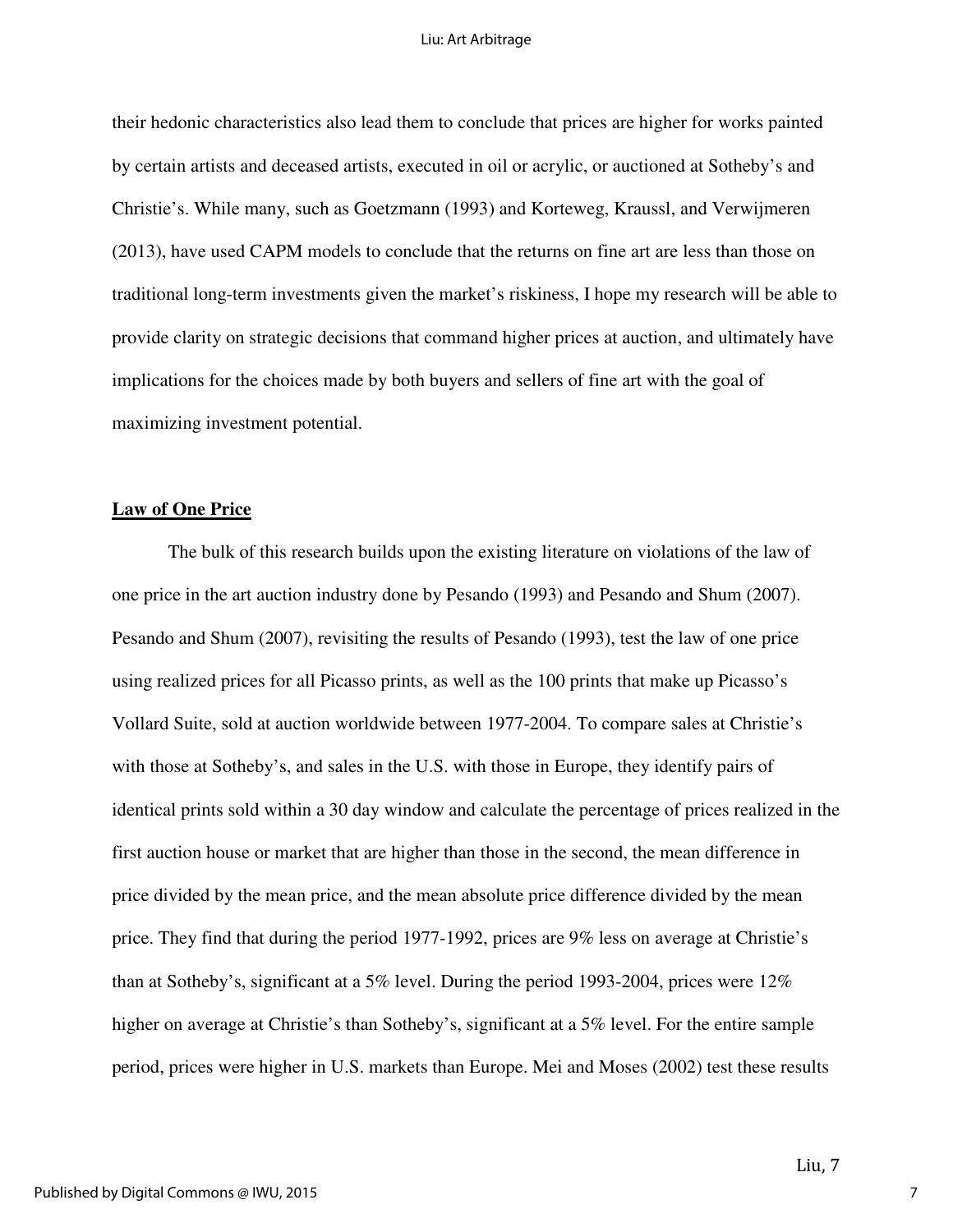their hedonic characteristics also lead them to conclude that prices are higher for works painted by certain artists and deceased artists, executed in oil or acrylic, or auctioned at Sotheby's and Christie's. While many, such as Goetzmann (1993) and Korteweg, Kraussl, and Verwijmeren (2013), have used CAPM models to conclude that the returns on fine art are less than those on traditional long-term investments given the market's riskiness, I hope my research will be able to provide clarity on strategic decisions that command higher prices at auction, and ultimately have implications for the choices made by both buyers and sellers of fine art with the goal of maximizing investment potential.

## Law of One Price

The bulk of this research builds upon the existing literature on violations of the law of one price in the art auction industry done by Pesando (1993) and Pesando and Shum (2007). Pesando and Shum (2007), revisiting the results of Pesando (1993), test the law of one price using realized prices for all Picasso prints, as well as the 100 prints that make up Picasso's Vollard Suite, sold at auction worldwide between 1977-2004. To compare sales at Christie's with those at Sotheby's, and sales in the U.S. with those in Europe, they identify pairs of identical prints sold within a 30 day window and calculate the percentage of prices realized in the first auction house or market that are higher than those in the second, the mean difference in price divided by the mean price, and the mean absolute price difference divided by the mean price. They find that during the period 1977-1992, prices are 9% less on average at Christie's than at Sotheby's, significant at a 5% level. During the period 1993-2004, prices were 12% higher on average at Christie's than Sotheby's, significant at a 5% level. For the entire sample period, prices were higher in U.S. markets than Europe. Mei and Moses (2002) test these results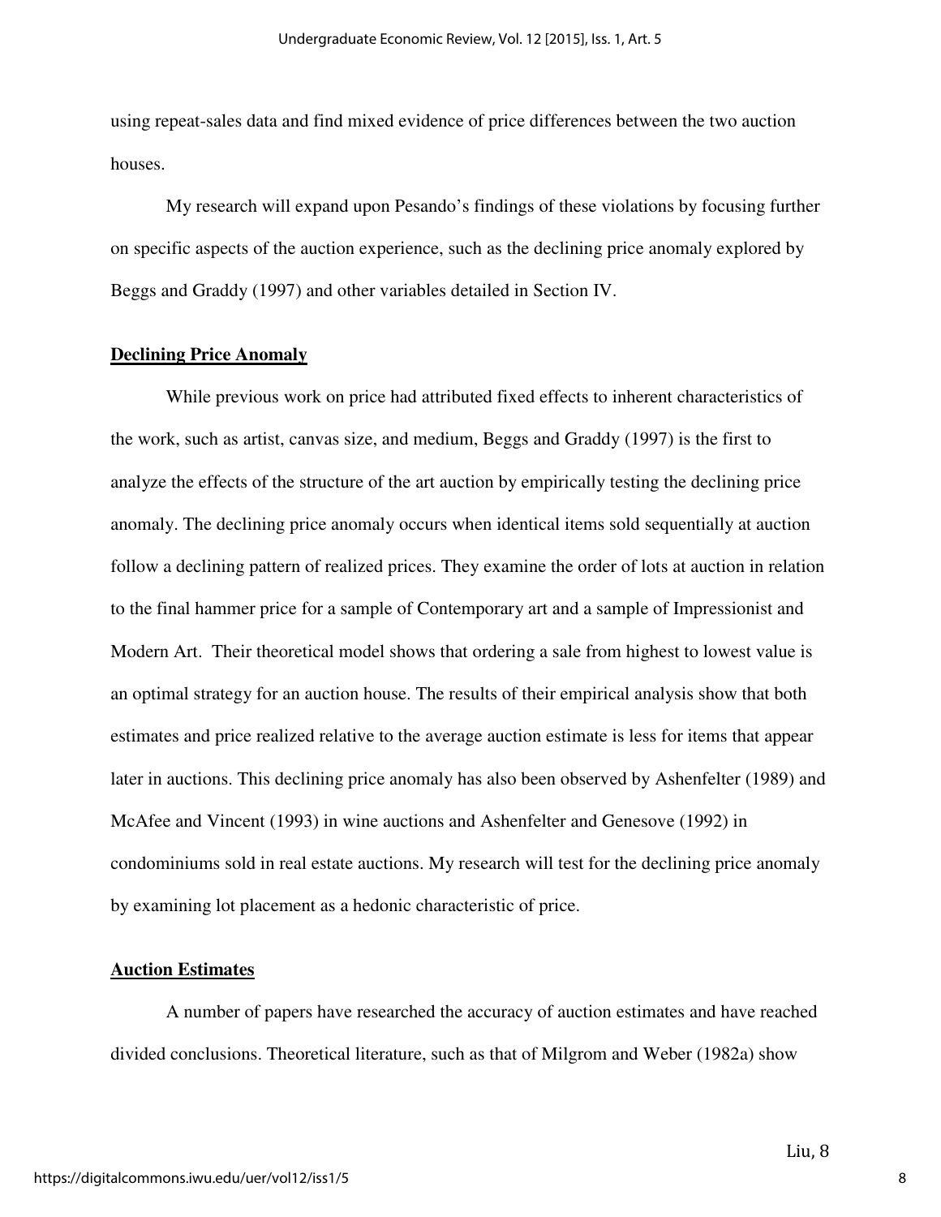using repeat-sales data and find mixed evidence of price differences between the two auction houses.

My research will expand upon Pesando's findings of these violations by focusing further on specific aspects of the auction experience, such as the declining price anomaly explored by Beggs and Graddy (1997) and other variables detailed in Section IV.

**Declining Price Anomaly**

While previous work on price had attributed fixed effects to inherent characteristics of the work, such as artist, canvas size, and medium, Beggs and Graddy (1997) is the first to analyze the effects of the structure of the art auction by empirically testing the declining price anomaly. The declining price anomaly occurs when identical items sold sequentially at auction follow a declining pattern of realized prices. They examine the order of lots at auction in relation to the final hammer price for a sample of Contemporary art and a sample of Impressionist and Modern Art. Their theoretical model shows that ordering a sale from highest to lowest value is an optimal strategy for an auction house. The results of their empirical analysis show that both estimates and price realized relative to the average auction estimate is less for items that appear later in auctions. This declining price anomaly has also been observed by Ashenfelter (1989) and McAfee and Vincent (1993) in wine auctions and Ashenfelter and Genesove (1992) in condominiums sold in real estate auctions. My research will test for the declining price anomaly by examining lot placement as a hedonic characteristic of price.

**Auction Estimates**

A number of papers have researched the accuracy of auction estimates and have reached divided conclusions. Theoretical literature, such as that of Milgrom and Weber (1982a) show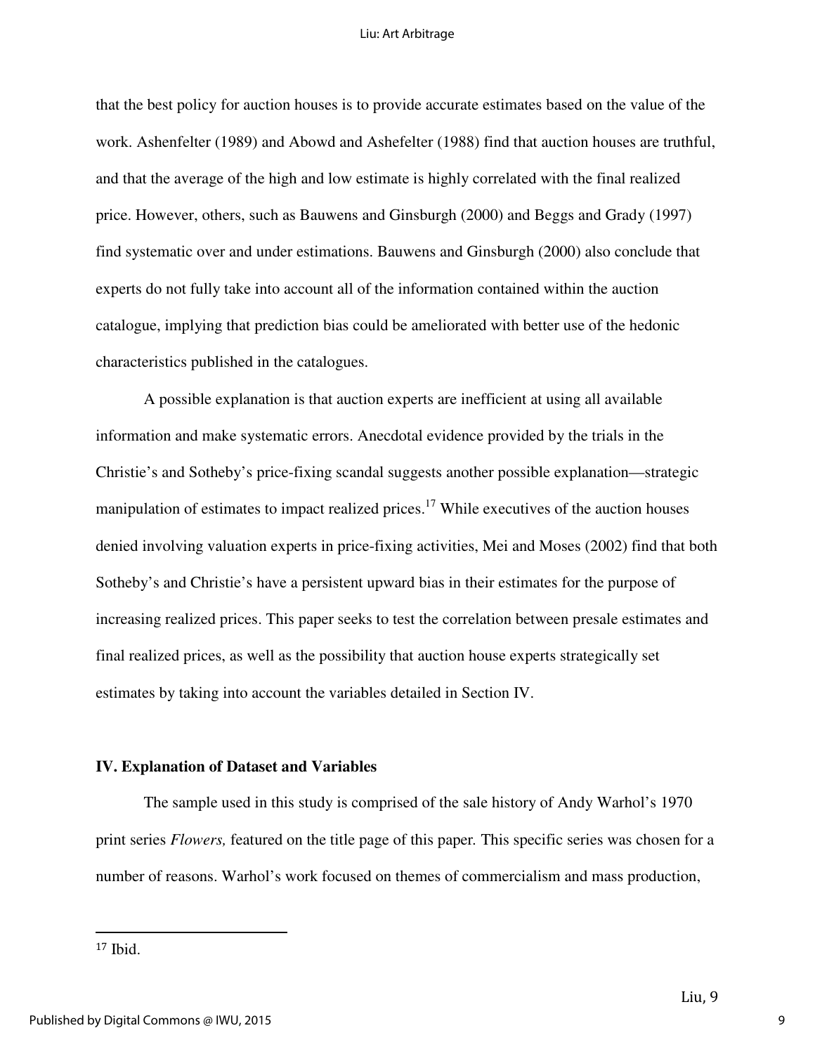that the best policy for auction houses is to provide accurate estimates based on the value of the work. Ashenfelter (1989) and Abowd and Ashefelter (1988) find that auction houses are truthful, and that the average of the high and low estimate is highly correlated with the final realized price. However, others, such as Bauwens and Ginsburgh (2000) and Beggs and Grady (1997) find systematic over and under estimations. Bauwens and Ginsburgh (2000) also conclude that experts do not fully take into account all of the information contained within the auction catalogue, implying that prediction bias could be ameliorated with better use of the hedonic characteristics published in the catalogues.

A possible explanation is that auction experts are inefficient at using all available information and make systematic errors. Anecdotal evidence provided by the trials in the Christie's and Sotheby's price-fixing scandal suggests another possible explanation—strategic manipulation of estimates to impact realized prices.[17] While executives of the auction houses denied involving valuation experts in price-fixing activities, Mei and Moses (2002) find that both Sotheby's and Christie's have a persistent upward bias in their estimates for the purpose of increasing realized prices. This paper seeks to test the correlation between presale estimates and final realized prices, as well as the possibility that auction house experts strategically set estimates by taking into account the variables detailed in Section IV.

## IV. Explanation of Dataset and Variables

The sample used in this study is comprised of the sale history of Andy Warhol's 1970 print series *Flowers,* featured on the title page of this paper. This specific series was chosen for a number of reasons. Warhol's work focused on themes of commercialism and mass production,

---

[17] Ibid.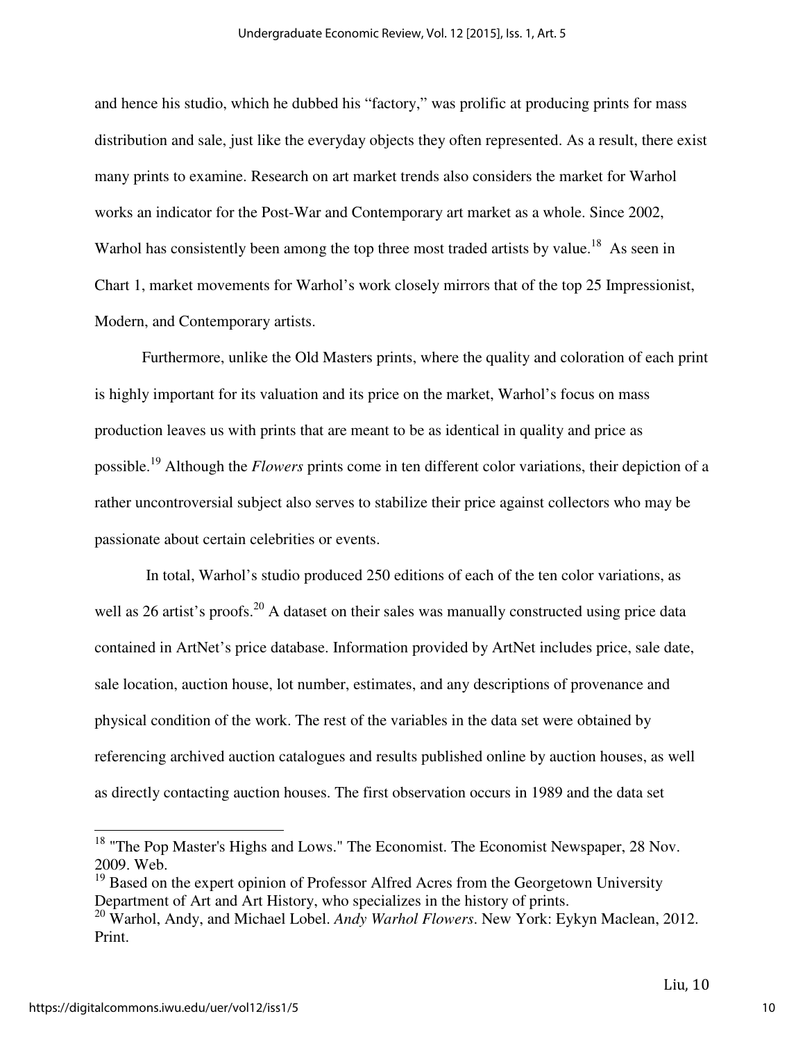and hence his studio, which he dubbed his "factory," was prolific at producing prints for mass distribution and sale, just like the everyday objects they often represented. As a result, there exist many prints to examine. Research on art market trends also considers the market for Warhol works an indicator for the Post-War and Contemporary art market as a whole. Since 2002, Warhol has consistently been among the top three most traded artists by value.[18] As seen in Chart 1, market movements for Warhol's work closely mirrors that of the top 25 Impressionist, Modern, and Contemporary artists.

Furthermore, unlike the Old Masters prints, where the quality and coloration of each print is highly important for its valuation and its price on the market, Warhol's focus on mass production leaves us with prints that are meant to be as identical in quality and price as possible.[19] Although the *Flowers* prints come in ten different color variations, their depiction of a rather uncontroversial subject also serves to stabilize their price against collectors who may be passionate about certain celebrities or events.

In total, Warhol's studio produced 250 editions of each of the ten color variations, as well as 26 artist's proofs.[20] A dataset on their sales was manually constructed using price data contained in ArtNet's price database. Information provided by ArtNet includes price, sale date, sale location, auction house, lot number, estimates, and any descriptions of provenance and physical condition of the work. The rest of the variables in the data set were obtained by referencing archived auction catalogues and results published online by auction houses, as well as directly contacting auction houses. The first observation occurs in 1989 and the data set

---

[18] "The Pop Master's Highs and Lows." The Economist. The Economist Newspaper, 28 Nov. 2009. Web.

[19] Based on the expert opinion of Professor Alfred Acres from the Georgetown University Department of Art and Art History, who specializes in the history of prints.

[20] Warhol, Andy, and Michael Lobel. *Andy Warhol Flowers*. New York: Eykyn Maclean, 2012. Print.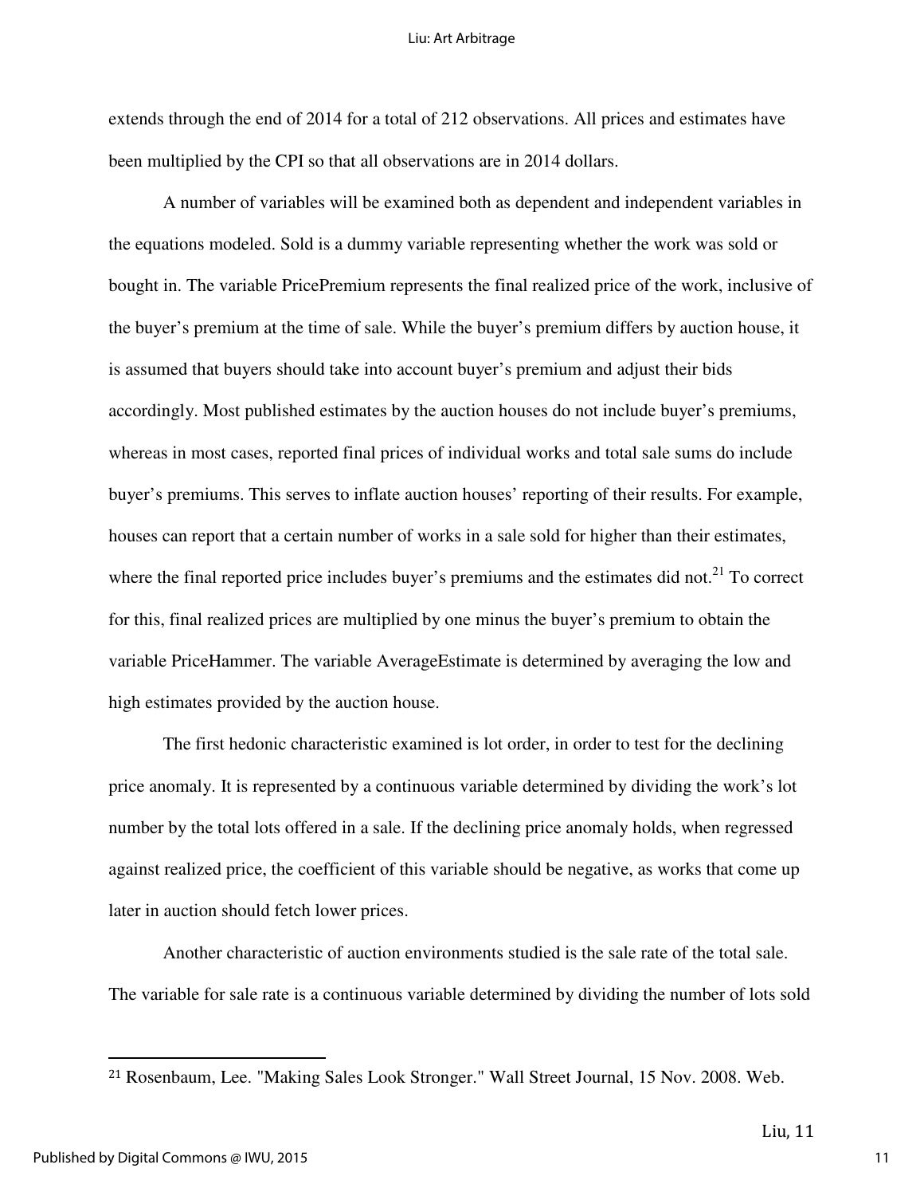extends through the end of 2014 for a total of 212 observations. All prices and estimates have been multiplied by the CPI so that all observations are in 2014 dollars.

A number of variables will be examined both as dependent and independent variables in the equations modeled. Sold is a dummy variable representing whether the work was sold or bought in. The variable PricePremium represents the final realized price of the work, inclusive of the buyer's premium at the time of sale. While the buyer's premium differs by auction house, it is assumed that buyers should take into account buyer's premium and adjust their bids accordingly. Most published estimates by the auction houses do not include buyer's premiums, whereas in most cases, reported final prices of individual works and total sale sums do include buyer's premiums. This serves to inflate auction houses' reporting of their results. For example, houses can report that a certain number of works in a sale sold for higher than their estimates, where the final reported price includes buyer's premiums and the estimates did not.[21] To correct for this, final realized prices are multiplied by one minus the buyer's premium to obtain the variable PriceHammer. The variable AverageEstimate is determined by averaging the low and high estimates provided by the auction house.

The first hedonic characteristic examined is lot order, in order to test for the declining price anomaly. It is represented by a continuous variable determined by dividing the work's lot number by the total lots offered in a sale. If the declining price anomaly holds, when regressed against realized price, the coefficient of this variable should be negative, as works that come up later in auction should fetch lower prices.

Another characteristic of auction environments studied is the sale rate of the total sale. The variable for sale rate is a continuous variable determined by dividing the number of lots sold

---

[21] Rosenbaum, Lee. "Making Sales Look Stronger." Wall Street Journal, 15 Nov. 2008. Web.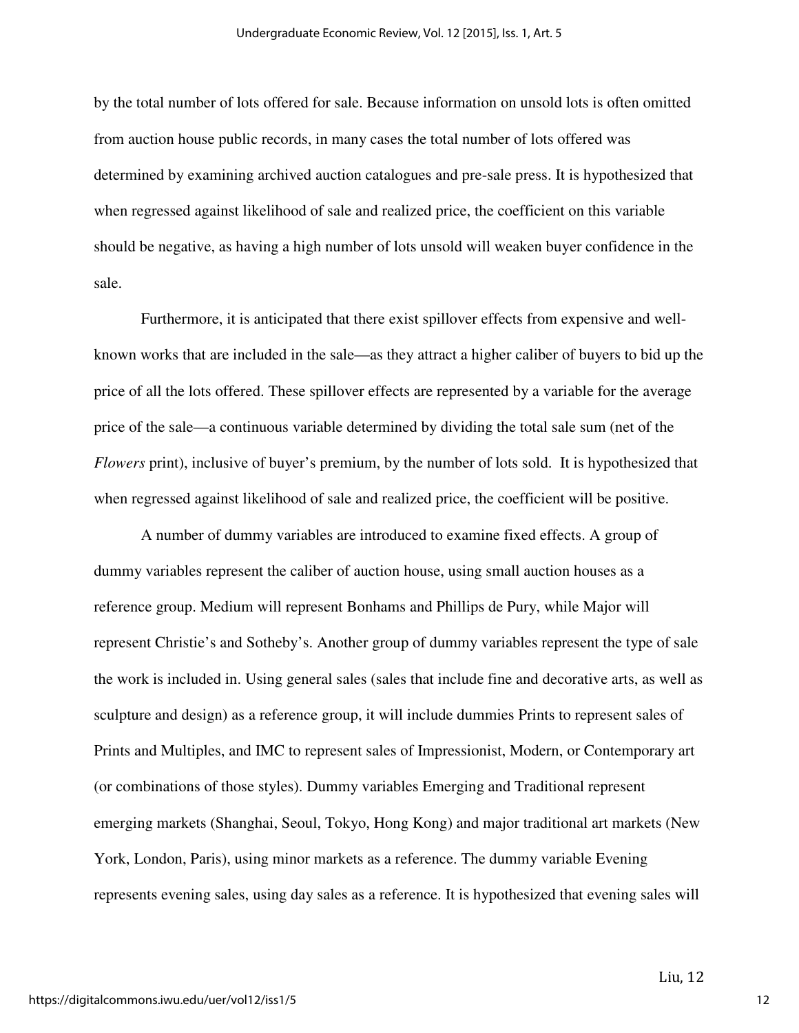by the total number of lots offered for sale. Because information on unsold lots is often omitted from auction house public records, in many cases the total number of lots offered was determined by examining archived auction catalogues and pre-sale press. It is hypothesized that when regressed against likelihood of sale and realized price, the coefficient on this variable should be negative, as having a high number of lots unsold will weaken buyer confidence in the sale.

Furthermore, it is anticipated that there exist spillover effects from expensive and well-known works that are included in the sale—as they attract a higher caliber of buyers to bid up the price of all the lots offered. These spillover effects are represented by a variable for the average price of the sale—a continuous variable determined by dividing the total sale sum (net of the *Flowers* print), inclusive of buyer's premium, by the number of lots sold. It is hypothesized that when regressed against likelihood of sale and realized price, the coefficient will be positive.

A number of dummy variables are introduced to examine fixed effects. A group of dummy variables represent the caliber of auction house, using small auction houses as a reference group. Medium will represent Bonhams and Phillips de Pury, while Major will represent Christie's and Sotheby's. Another group of dummy variables represent the type of sale the work is included in. Using general sales (sales that include fine and decorative arts, as well as sculpture and design) as a reference group, it will include dummies Prints to represent sales of Prints and Multiples, and IMC to represent sales of Impressionist, Modern, or Contemporary art (or combinations of those styles). Dummy variables Emerging and Traditional represent emerging markets (Shanghai, Seoul, Tokyo, Hong Kong) and major traditional art markets (New York, London, Paris), using minor markets as a reference. The dummy variable Evening represents evening sales, using day sales as a reference. It is hypothesized that evening sales will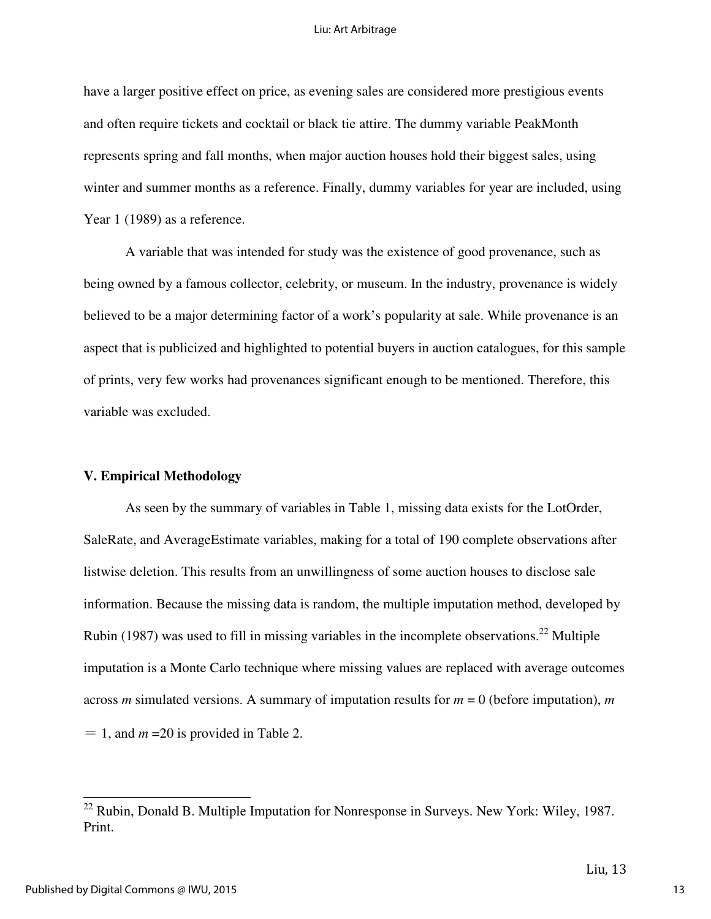have a larger positive effect on price, as evening sales are considered more prestigious events and often require tickets and cocktail or black tie attire. The dummy variable PeakMonth represents spring and fall months, when major auction houses hold their biggest sales, using winter and summer months as a reference. Finally, dummy variables for year are included, using Year 1 (1989) as a reference.

A variable that was intended for study was the existence of good provenance, such as being owned by a famous collector, celebrity, or museum. In the industry, provenance is widely believed to be a major determining factor of a work's popularity at sale. While provenance is an aspect that is publicized and highlighted to potential buyers in auction catalogues, for this sample of prints, very few works had provenances significant enough to be mentioned. Therefore, this variable was excluded.

## V. Empirical Methodology

As seen by the summary of variables in Table 1, missing data exists for the LotOrder, SaleRate, and AverageEstimate variables, making for a total of 190 complete observations after listwise deletion. This results from an unwillingness of some auction houses to disclose sale information. Because the missing data is random, the multiple imputation method, developed by Rubin (1987) was used to fill in missing variables in the incomplete observations.[22] Multiple imputation is a Monte Carlo technique where missing values are replaced with average outcomes across $m$ simulated versions. A summary of imputation results for $m = 0$ (before imputation), $m = 1$, and $m = 20$ is provided in Table 2.

[22] Rubin, Donald B. Multiple Imputation for Nonresponse in Surveys. New York: Wiley, 1987. Print.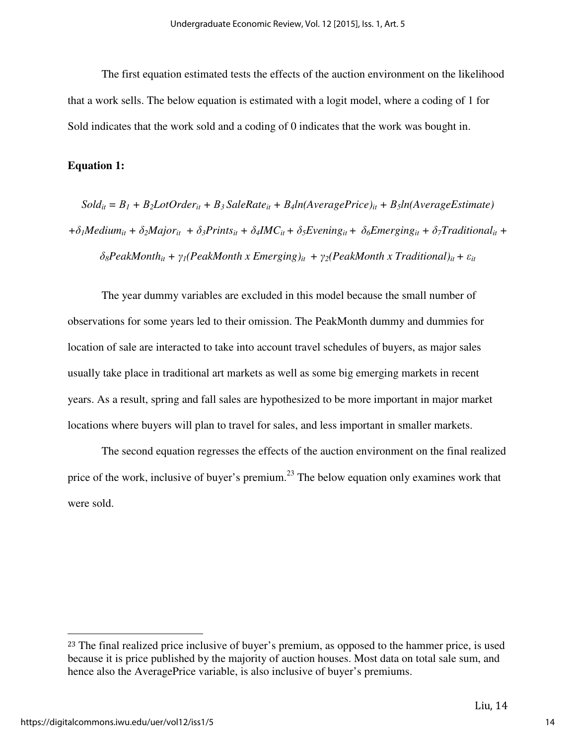The first equation estimated tests the effects of the auction environment on the likelihood that a work sells. The below equation is estimated with a logit model, where a coding of 1 for Sold indicates that the work sold and a coding of 0 indicates that the work was bought in.

**Equation 1:**

$$Sold_{it} = B_1 + B_2 LotOrder_{it} + B_3\, SaleRate_{it} + B_4 ln(AveragePrice)_{it} + B_5 ln(AverageEstimate)$$
$$+ \delta_1 Medium_{it} + \delta_2 Major_{it} + \delta_3 Prints_{it} + \delta_4 IMC_{it} + \delta_5 Evening_{it} + \delta_6 Emerging_{it} + \delta_7 Traditional_{it} +$$
$$\delta_8 PeakMonth_{it} + \gamma_1 (PeakMonth \times Emerging)_{it} + \gamma_2 (PeakMonth \times Traditional)_{it} + \varepsilon_{it}$$

The year dummy variables are excluded in this model because the small number of observations for some years led to their omission. The PeakMonth dummy and dummies for location of sale are interacted to take into account travel schedules of buyers, as major sales usually take place in traditional art markets as well as some big emerging markets in recent years. As a result, spring and fall sales are hypothesized to be more important in major market locations where buyers will plan to travel for sales, and less important in smaller markets.

The second equation regresses the effects of the auction environment on the final realized price of the work, inclusive of buyer's premium.[23] The below equation only examines work that were sold.

[23] The final realized price inclusive of buyer's premium, as opposed to the hammer price, is used because it is price published by the majority of auction houses. Most data on total sale sum, and hence also the AveragePrice variable, is also inclusive of buyer's premiums.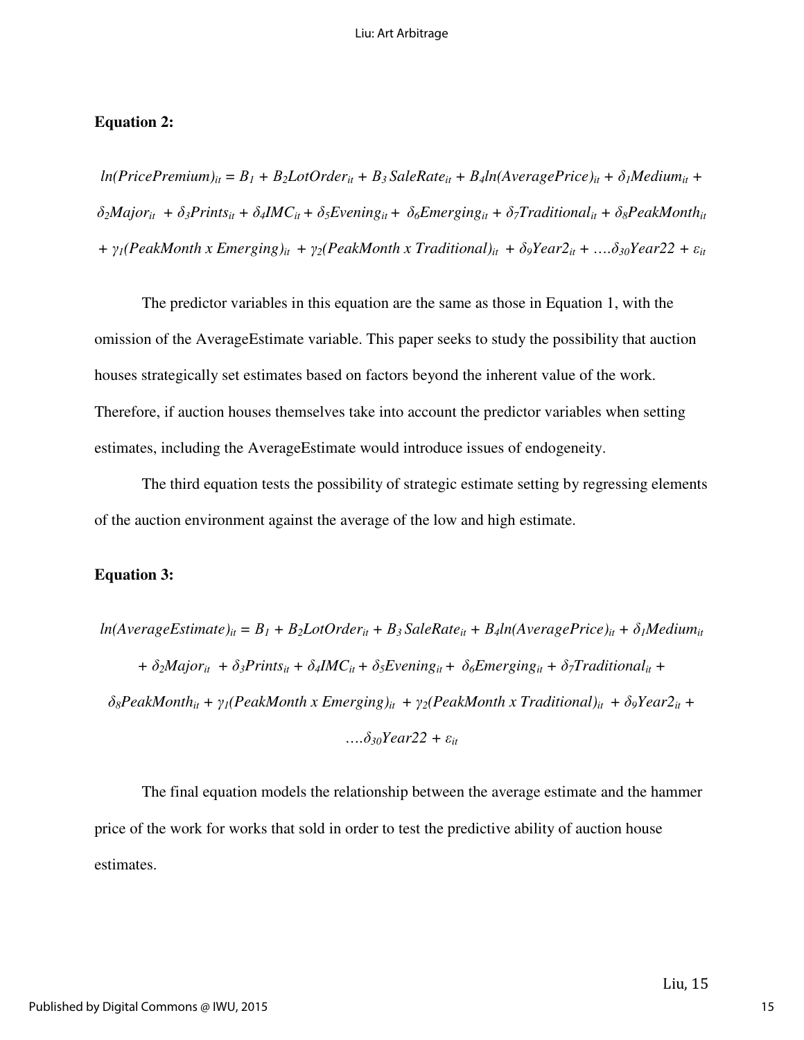**Equation 2:**

$$ln(PricePremium)_{it} = B_1 + B_2LotOrder_{it} + B_3\,SaleRate_{it} + B_4ln(AveragePrice)_{it} + \delta_1 Medium_{it} + \delta_2 Major_{it} + \delta_3 Prints_{it} + \delta_4 IMC_{it} + \delta_5 Evening_{it} + \delta_6 Emerging_{it} + \delta_7 Traditional_{it} + \delta_8 PeakMonth_{it} + \gamma_1(PeakMonth \times Emerging)_{it} + \gamma_2(PeakMonth \times Traditional)_{it} + \delta_9 Year2_{it} + \ldots\delta_{30} Year22 + \varepsilon_{it}$$

The predictor variables in this equation are the same as those in Equation 1, with the omission of the AverageEstimate variable. This paper seeks to study the possibility that auction houses strategically set estimates based on factors beyond the inherent value of the work. Therefore, if auction houses themselves take into account the predictor variables when setting estimates, including the AverageEstimate would introduce issues of endogeneity.

The third equation tests the possibility of strategic estimate setting by regressing elements of the auction environment against the average of the low and high estimate.

**Equation 3:**

$$ln(AverageEstimate)_{it} = B_1 + B_2LotOrder_{it} + B_3\,SaleRate_{it} + B_4ln(AveragePrice)_{it} + \delta_1 Medium_{it} + \delta_2 Major_{it} + \delta_3 Prints_{it} + \delta_4 IMC_{it} + \delta_5 Evening_{it} + \delta_6 Emerging_{it} + \delta_7 Traditional_{it} + \delta_8 PeakMonth_{it} + \gamma_1(PeakMonth \times Emerging)_{it} + \gamma_2(PeakMonth \times Traditional)_{it} + \delta_9 Year2_{it} + \ldots\delta_{30} Year22 + \varepsilon_{it}$$

The final equation models the relationship between the average estimate and the hammer price of the work for works that sold in order to test the predictive ability of auction house estimates.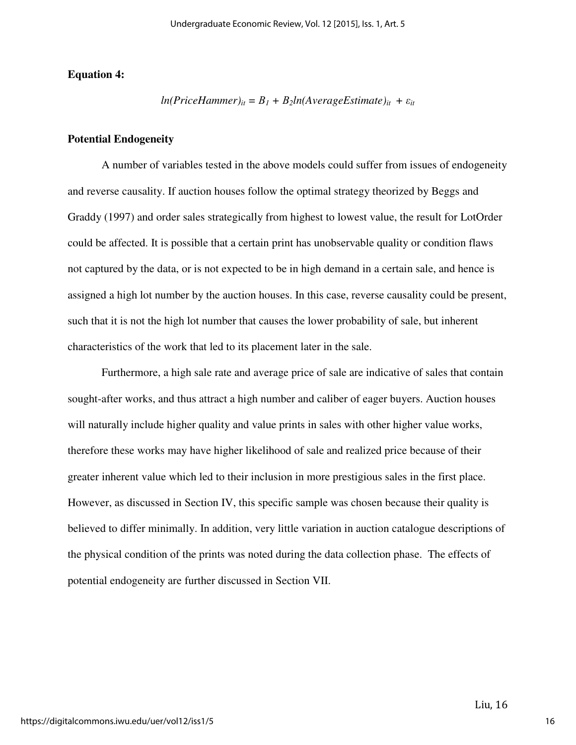**Equation 4:**

$$ln(PriceHammer)_{it} = B_1 + B_2 ln(AverageEstimate)_{it} + \varepsilon_{it}$$

**Potential Endogeneity**

A number of variables tested in the above models could suffer from issues of endogeneity and reverse causality. If auction houses follow the optimal strategy theorized by Beggs and Graddy (1997) and order sales strategically from highest to lowest value, the result for LotOrder could be affected. It is possible that a certain print has unobservable quality or condition flaws not captured by the data, or is not expected to be in high demand in a certain sale, and hence is assigned a high lot number by the auction houses. In this case, reverse causality could be present, such that it is not the high lot number that causes the lower probability of sale, but inherent characteristics of the work that led to its placement later in the sale.

Furthermore, a high sale rate and average price of sale are indicative of sales that contain sought-after works, and thus attract a high number and caliber of eager buyers. Auction houses will naturally include higher quality and value prints in sales with other higher value works, therefore these works may have higher likelihood of sale and realized price because of their greater inherent value which led to their inclusion in more prestigious sales in the first place. However, as discussed in Section IV, this specific sample was chosen because their quality is believed to differ minimally. In addition, very little variation in auction catalogue descriptions of the physical condition of the prints was noted during the data collection phase. The effects of potential endogeneity are further discussed in Section VII.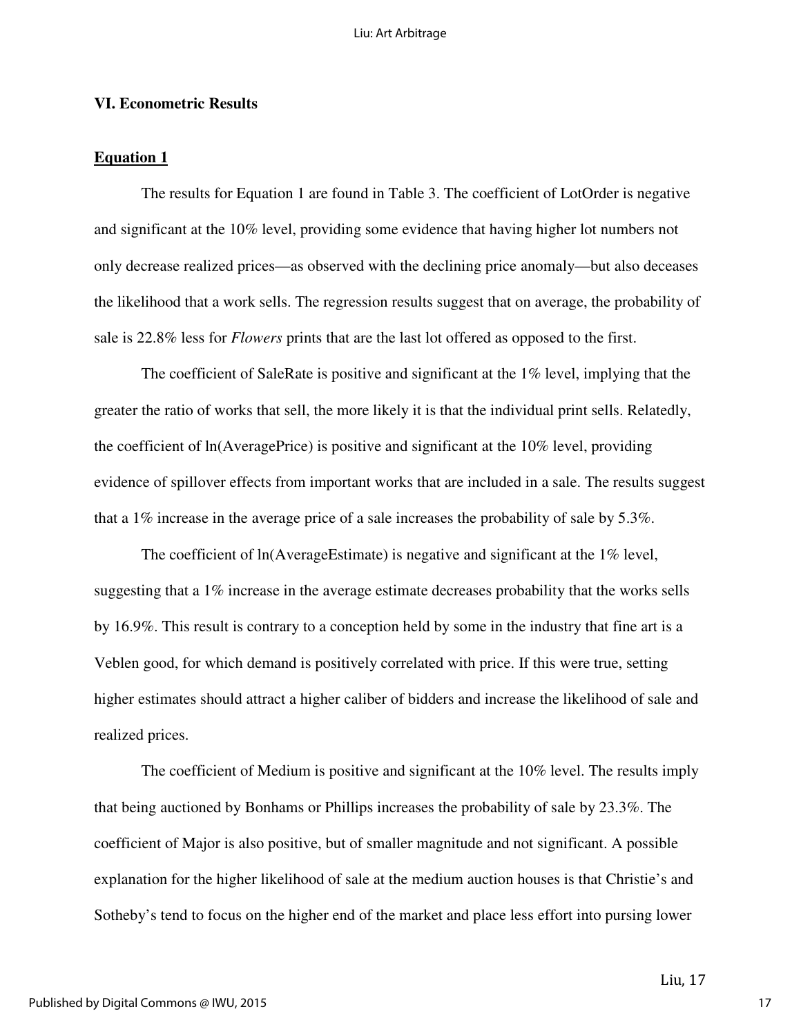## VI. Econometric Results

### Equation 1

The results for Equation 1 are found in Table 3. The coefficient of LotOrder is negative and significant at the 10% level, providing some evidence that having higher lot numbers not only decrease realized prices—as observed with the declining price anomaly—but also deceases the likelihood that a work sells. The regression results suggest that on average, the probability of sale is 22.8% less for *Flowers* prints that are the last lot offered as opposed to the first.

The coefficient of SaleRate is positive and significant at the 1% level, implying that the greater the ratio of works that sell, the more likely it is that the individual print sells. Relatedly, the coefficient of ln(AveragePrice) is positive and significant at the 10% level, providing evidence of spillover effects from important works that are included in a sale. The results suggest that a 1% increase in the average price of a sale increases the probability of sale by 5.3%.

The coefficient of ln(AverageEstimate) is negative and significant at the 1% level, suggesting that a 1% increase in the average estimate decreases probability that the works sells by 16.9%. This result is contrary to a conception held by some in the industry that fine art is a Veblen good, for which demand is positively correlated with price. If this were true, setting higher estimates should attract a higher caliber of bidders and increase the likelihood of sale and realized prices.

The coefficient of Medium is positive and significant at the 10% level. The results imply that being auctioned by Bonhams or Phillips increases the probability of sale by 23.3%. The coefficient of Major is also positive, but of smaller magnitude and not significant. A possible explanation for the higher likelihood of sale at the medium auction houses is that Christie's and Sotheby's tend to focus on the higher end of the market and place less effort into pursing lower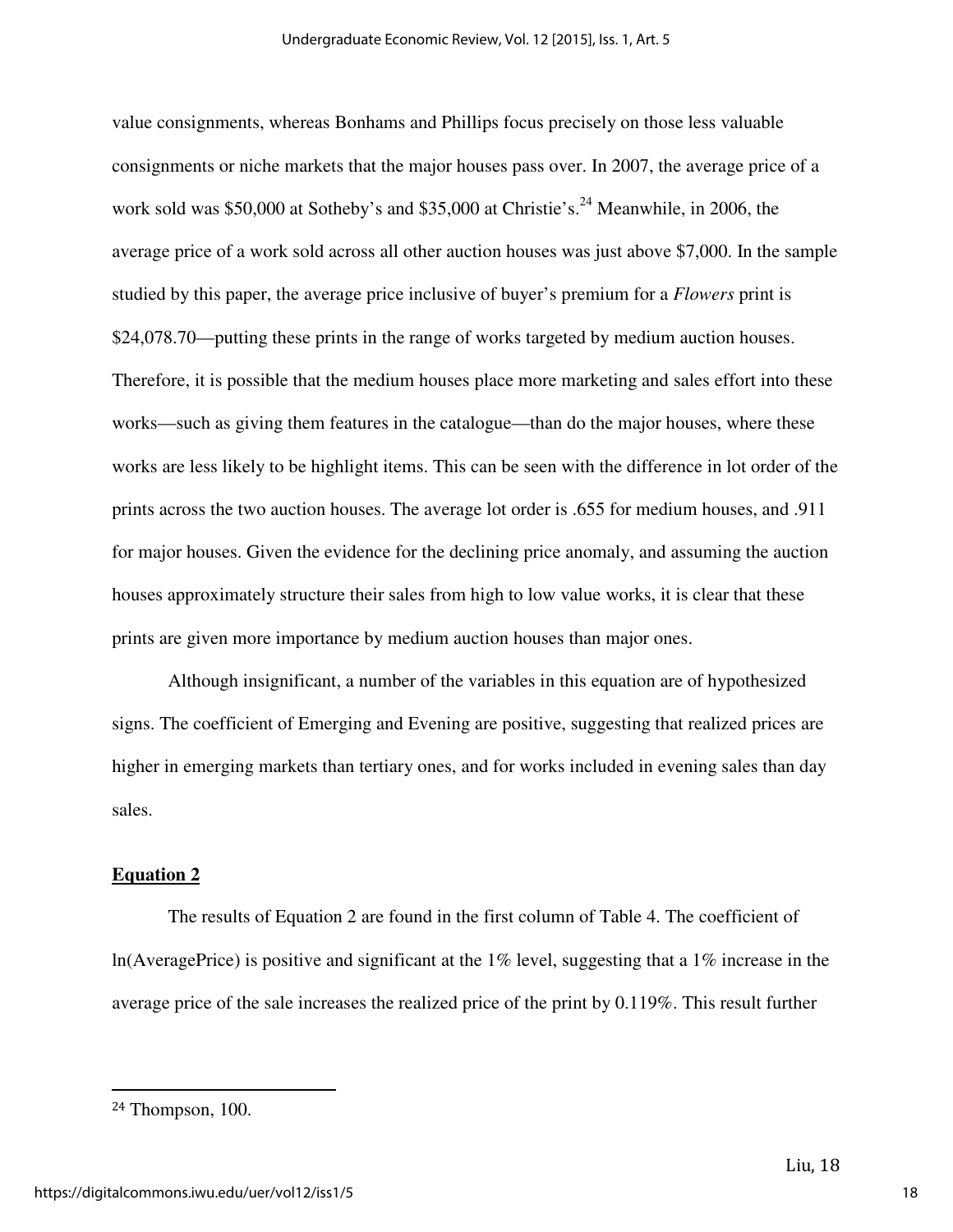value consignments, whereas Bonhams and Phillips focus precisely on those less valuable consignments or niche markets that the major houses pass over. In 2007, the average price of a work sold was \$50,000 at Sotheby's and \$35,000 at Christie's.[24] Meanwhile, in 2006, the average price of a work sold across all other auction houses was just above \$7,000. In the sample studied by this paper, the average price inclusive of buyer's premium for a *Flowers* print is \$24,078.70—putting these prints in the range of works targeted by medium auction houses. Therefore, it is possible that the medium houses place more marketing and sales effort into these works—such as giving them features in the catalogue—than do the major houses, where these works are less likely to be highlight items. This can be seen with the difference in lot order of the prints across the two auction houses. The average lot order is .655 for medium houses, and .911 for major houses. Given the evidence for the declining price anomaly, and assuming the auction houses approximately structure their sales from high to low value works, it is clear that these prints are given more importance by medium auction houses than major ones.

Although insignificant, a number of the variables in this equation are of hypothesized signs. The coefficient of Emerging and Evening are positive, suggesting that realized prices are higher in emerging markets than tertiary ones, and for works included in evening sales than day sales.

**Equation 2**

The results of Equation 2 are found in the first column of Table 4. The coefficient of ln(AveragePrice) is positive and significant at the 1% level, suggesting that a 1% increase in the average price of the sale increases the realized price of the print by 0.119%. This result further

---

[24] Thompson, 100.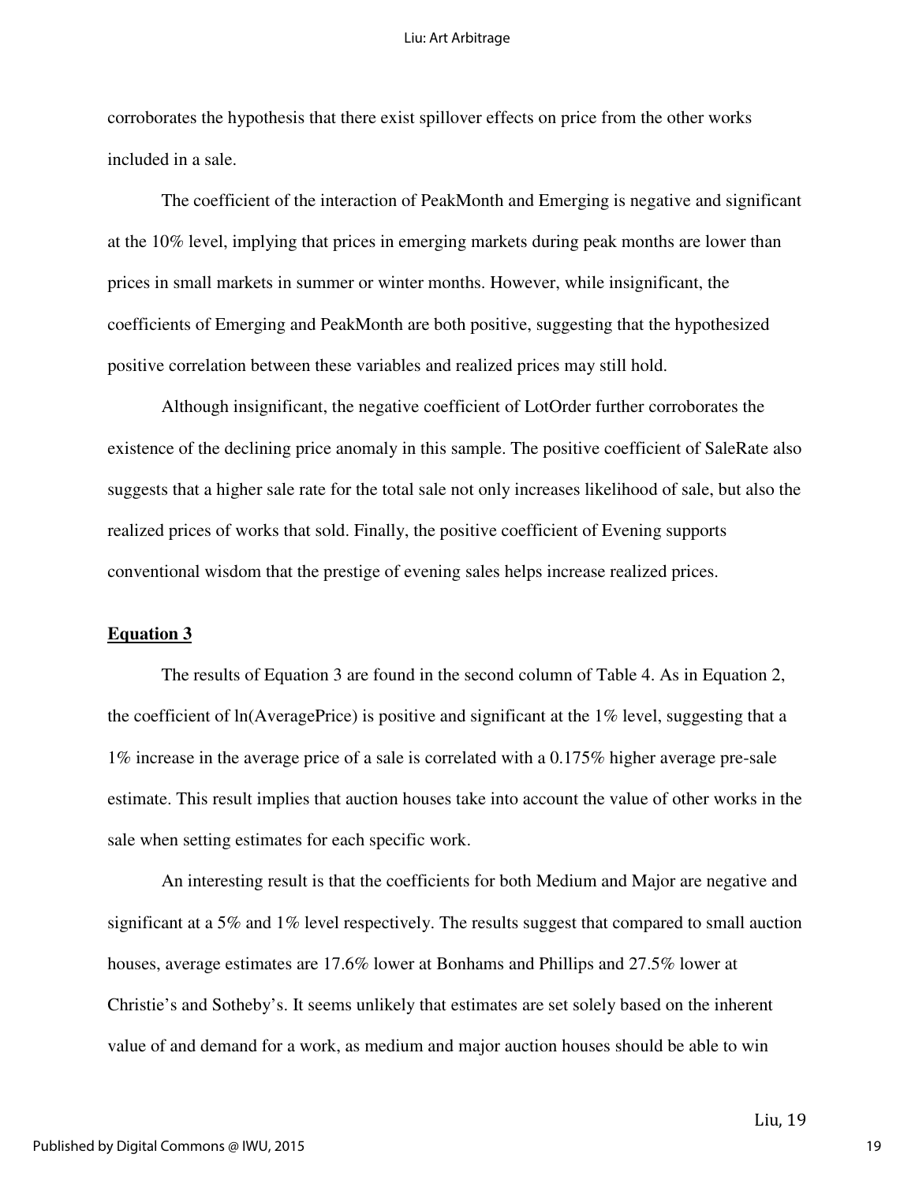corroborates the hypothesis that there exist spillover effects on price from the other works included in a sale.

The coefficient of the interaction of PeakMonth and Emerging is negative and significant at the 10% level, implying that prices in emerging markets during peak months are lower than prices in small markets in summer or winter months. However, while insignificant, the coefficients of Emerging and PeakMonth are both positive, suggesting that the hypothesized positive correlation between these variables and realized prices may still hold.

Although insignificant, the negative coefficient of LotOrder further corroborates the existence of the declining price anomaly in this sample. The positive coefficient of SaleRate also suggests that a higher sale rate for the total sale not only increases likelihood of sale, but also the realized prices of works that sold. Finally, the positive coefficient of Evening supports conventional wisdom that the prestige of evening sales helps increase realized prices.

**Equation 3**

The results of Equation 3 are found in the second column of Table 4. As in Equation 2, the coefficient of ln(AveragePrice) is positive and significant at the 1% level, suggesting that a 1% increase in the average price of a sale is correlated with a 0.175% higher average pre-sale estimate. This result implies that auction houses take into account the value of other works in the sale when setting estimates for each specific work.

An interesting result is that the coefficients for both Medium and Major are negative and significant at a 5% and 1% level respectively. The results suggest that compared to small auction houses, average estimates are 17.6% lower at Bonhams and Phillips and 27.5% lower at Christie's and Sotheby's. It seems unlikely that estimates are set solely based on the inherent value of and demand for a work, as medium and major auction houses should be able to win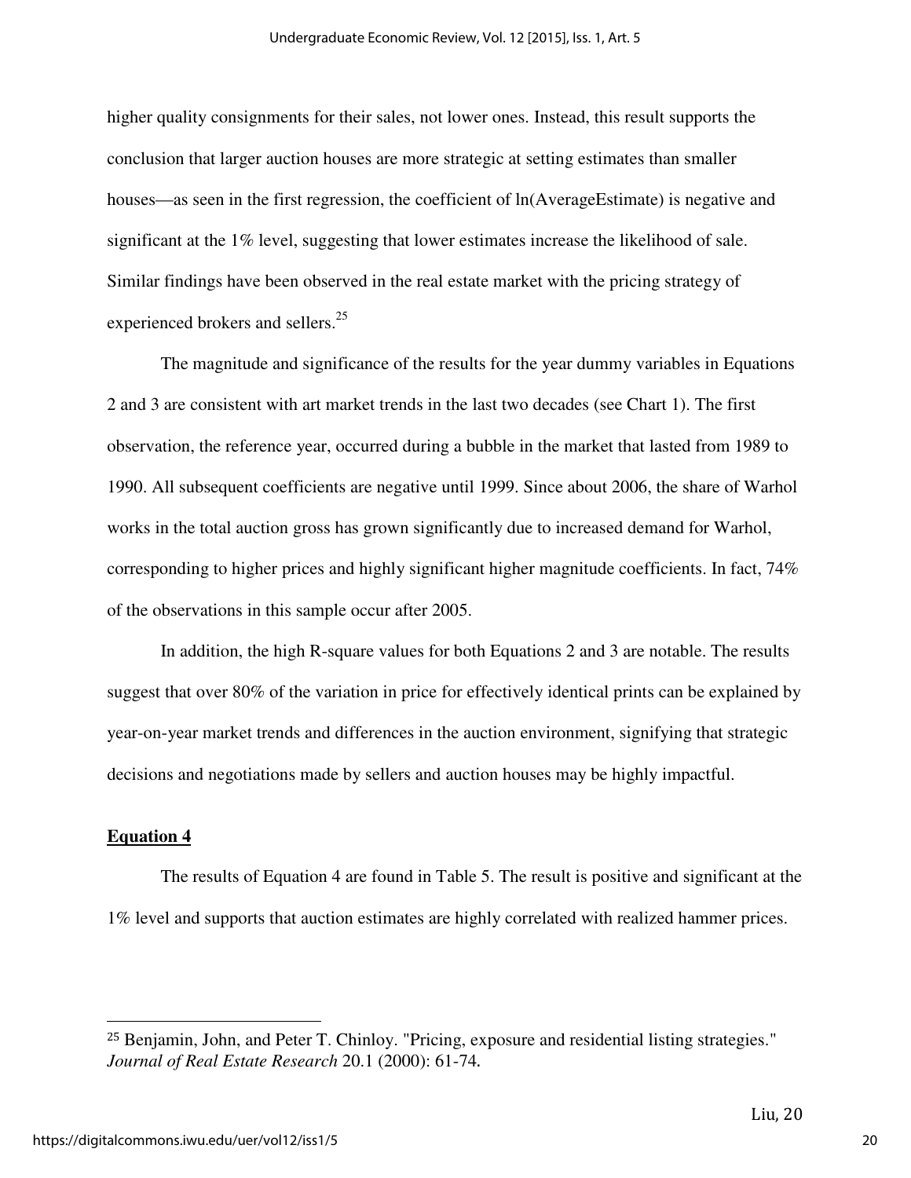higher quality consignments for their sales, not lower ones. Instead, this result supports the conclusion that larger auction houses are more strategic at setting estimates than smaller houses—as seen in the first regression, the coefficient of ln(AverageEstimate) is negative and significant at the 1% level, suggesting that lower estimates increase the likelihood of sale. Similar findings have been observed in the real estate market with the pricing strategy of experienced brokers and sellers.[25]

The magnitude and significance of the results for the year dummy variables in Equations 2 and 3 are consistent with art market trends in the last two decades (see Chart 1). The first observation, the reference year, occurred during a bubble in the market that lasted from 1989 to 1990. All subsequent coefficients are negative until 1999. Since about 2006, the share of Warhol works in the total auction gross has grown significantly due to increased demand for Warhol, corresponding to higher prices and highly significant higher magnitude coefficients. In fact, 74% of the observations in this sample occur after 2005.

In addition, the high R-square values for both Equations 2 and 3 are notable. The results suggest that over 80% of the variation in price for effectively identical prints can be explained by year-on-year market trends and differences in the auction environment, signifying that strategic decisions and negotiations made by sellers and auction houses may be highly impactful.

**Equation 4**

The results of Equation 4 are found in Table 5. The result is positive and significant at the 1% level and supports that auction estimates are highly correlated with realized hammer prices.

---

[25] Benjamin, John, and Peter T. Chinloy. "Pricing, exposure and residential listing strategies." *Journal of Real Estate Research* 20.1 (2000): 61-74.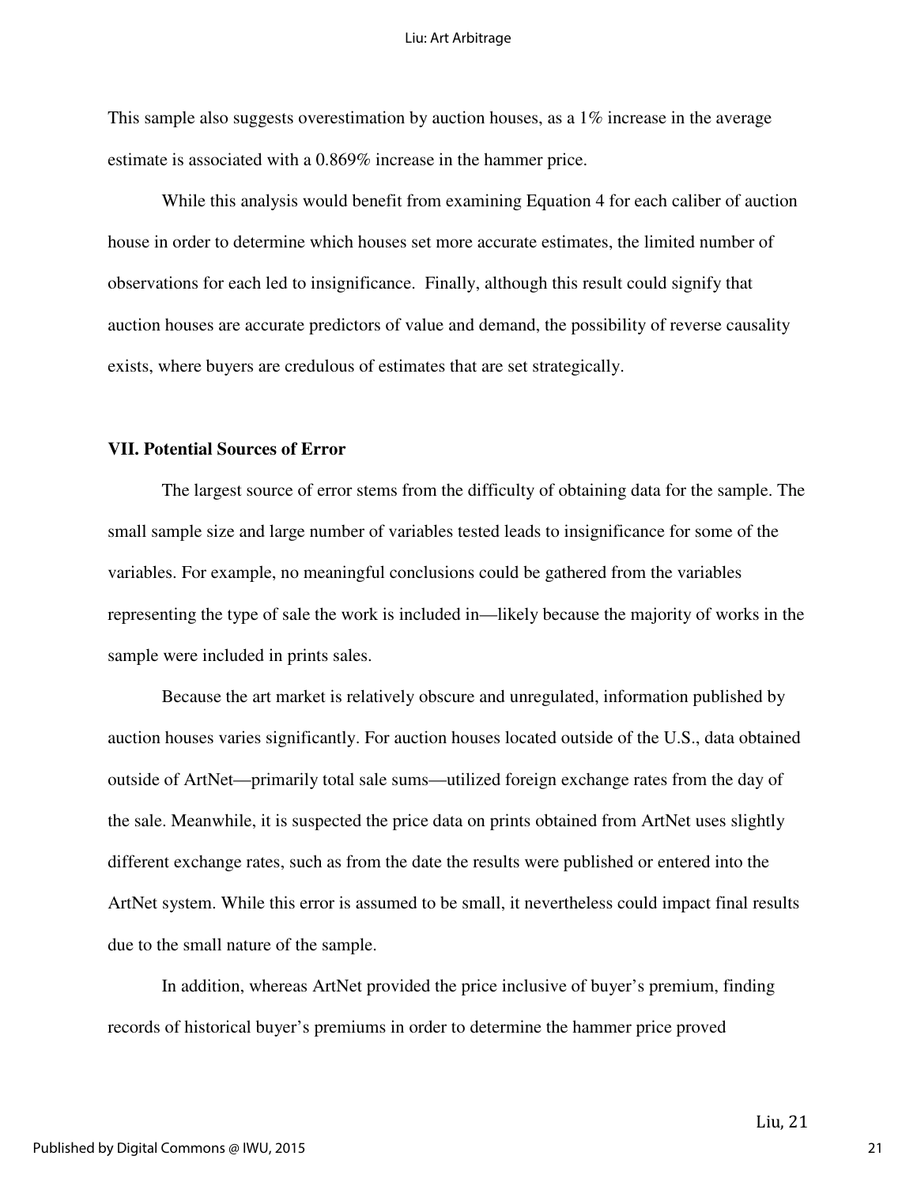This sample also suggests overestimation by auction houses, as a 1% increase in the average estimate is associated with a 0.869% increase in the hammer price.

While this analysis would benefit from examining Equation 4 for each caliber of auction house in order to determine which houses set more accurate estimates, the limited number of observations for each led to insignificance. Finally, although this result could signify that auction houses are accurate predictors of value and demand, the possibility of reverse causality exists, where buyers are credulous of estimates that are set strategically.

### VII. Potential Sources of Error

The largest source of error stems from the difficulty of obtaining data for the sample. The small sample size and large number of variables tested leads to insignificance for some of the variables. For example, no meaningful conclusions could be gathered from the variables representing the type of sale the work is included in—likely because the majority of works in the sample were included in prints sales.

Because the art market is relatively obscure and unregulated, information published by auction houses varies significantly. For auction houses located outside of the U.S., data obtained outside of ArtNet—primarily total sale sums—utilized foreign exchange rates from the day of the sale. Meanwhile, it is suspected the price data on prints obtained from ArtNet uses slightly different exchange rates, such as from the date the results were published or entered into the ArtNet system. While this error is assumed to be small, it nevertheless could impact final results due to the small nature of the sample.

In addition, whereas ArtNet provided the price inclusive of buyer's premium, finding records of historical buyer's premiums in order to determine the hammer price proved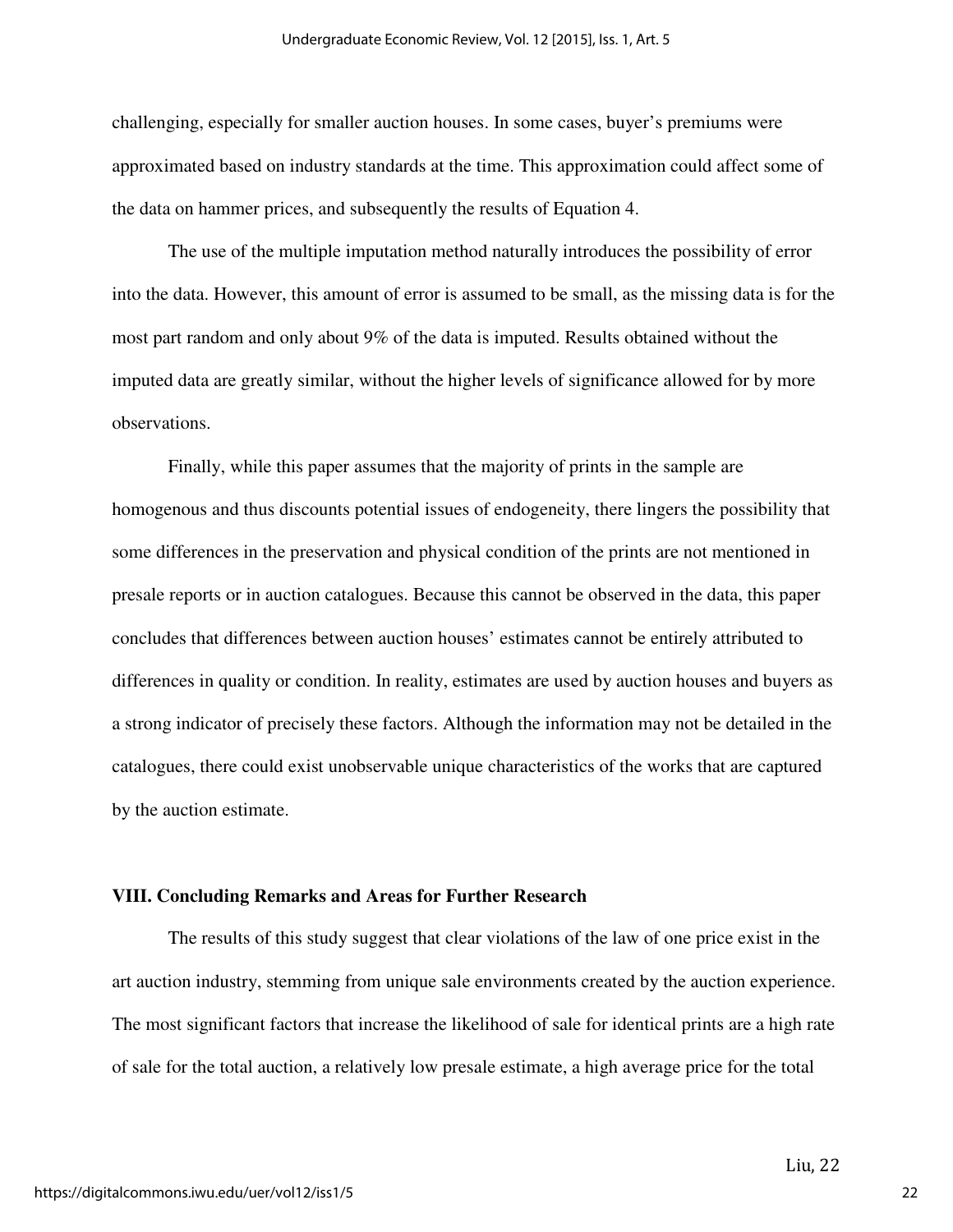challenging, especially for smaller auction houses. In some cases, buyer's premiums were approximated based on industry standards at the time. This approximation could affect some of the data on hammer prices, and subsequently the results of Equation 4.

The use of the multiple imputation method naturally introduces the possibility of error into the data. However, this amount of error is assumed to be small, as the missing data is for the most part random and only about 9% of the data is imputed. Results obtained without the imputed data are greatly similar, without the higher levels of significance allowed for by more observations.

Finally, while this paper assumes that the majority of prints in the sample are homogenous and thus discounts potential issues of endogeneity, there lingers the possibility that some differences in the preservation and physical condition of the prints are not mentioned in presale reports or in auction catalogues. Because this cannot be observed in the data, this paper concludes that differences between auction houses' estimates cannot be entirely attributed to differences in quality or condition. In reality, estimates are used by auction houses and buyers as a strong indicator of precisely these factors. Although the information may not be detailed in the catalogues, there could exist unobservable unique characteristics of the works that are captured by the auction estimate.

## VIII. Concluding Remarks and Areas for Further Research

The results of this study suggest that clear violations of the law of one price exist in the art auction industry, stemming from unique sale environments created by the auction experience. The most significant factors that increase the likelihood of sale for identical prints are a high rate of sale for the total auction, a relatively low presale estimate, a high average price for the total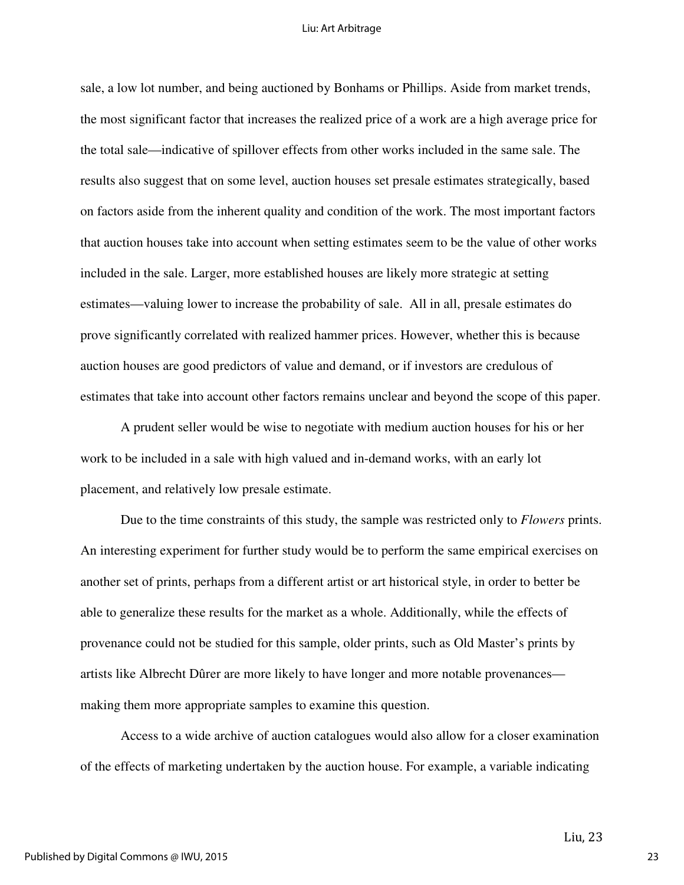sale, a low lot number, and being auctioned by Bonhams or Phillips. Aside from market trends, the most significant factor that increases the realized price of a work are a high average price for the total sale—indicative of spillover effects from other works included in the same sale. The results also suggest that on some level, auction houses set presale estimates strategically, based on factors aside from the inherent quality and condition of the work. The most important factors that auction houses take into account when setting estimates seem to be the value of other works included in the sale. Larger, more established houses are likely more strategic at setting estimates—valuing lower to increase the probability of sale. All in all, presale estimates do prove significantly correlated with realized hammer prices. However, whether this is because auction houses are good predictors of value and demand, or if investors are credulous of estimates that take into account other factors remains unclear and beyond the scope of this paper.

A prudent seller would be wise to negotiate with medium auction houses for his or her work to be included in a sale with high valued and in-demand works, with an early lot placement, and relatively low presale estimate.

Due to the time constraints of this study, the sample was restricted only to *Flowers* prints. An interesting experiment for further study would be to perform the same empirical exercises on another set of prints, perhaps from a different artist or art historical style, in order to better be able to generalize these results for the market as a whole. Additionally, while the effects of provenance could not be studied for this sample, older prints, such as Old Master's prints by artists like Albrecht Dûrer are more likely to have longer and more notable provenances—making them more appropriate samples to examine this question.

Access to a wide archive of auction catalogues would also allow for a closer examination of the effects of marketing undertaken by the auction house. For example, a variable indicating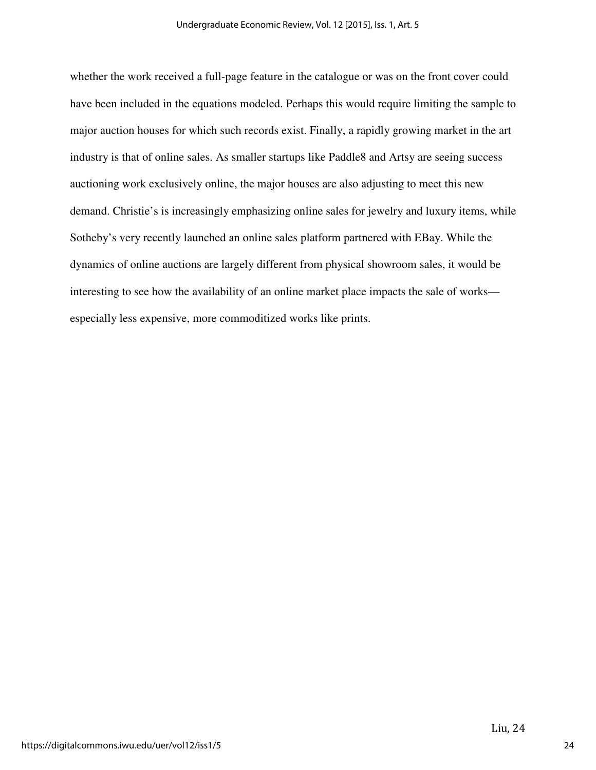whether the work received a full-page feature in the catalogue or was on the front cover could have been included in the equations modeled. Perhaps this would require limiting the sample to major auction houses for which such records exist. Finally, a rapidly growing market in the art industry is that of online sales. As smaller startups like Paddle8 and Artsy are seeing success auctioning work exclusively online, the major houses are also adjusting to meet this new demand. Christie's is increasingly emphasizing online sales for jewelry and luxury items, while Sotheby's very recently launched an online sales platform partnered with EBay. While the dynamics of online auctions are largely different from physical showroom sales, it would be interesting to see how the availability of an online market place impacts the sale of works—especially less expensive, more commoditized works like prints.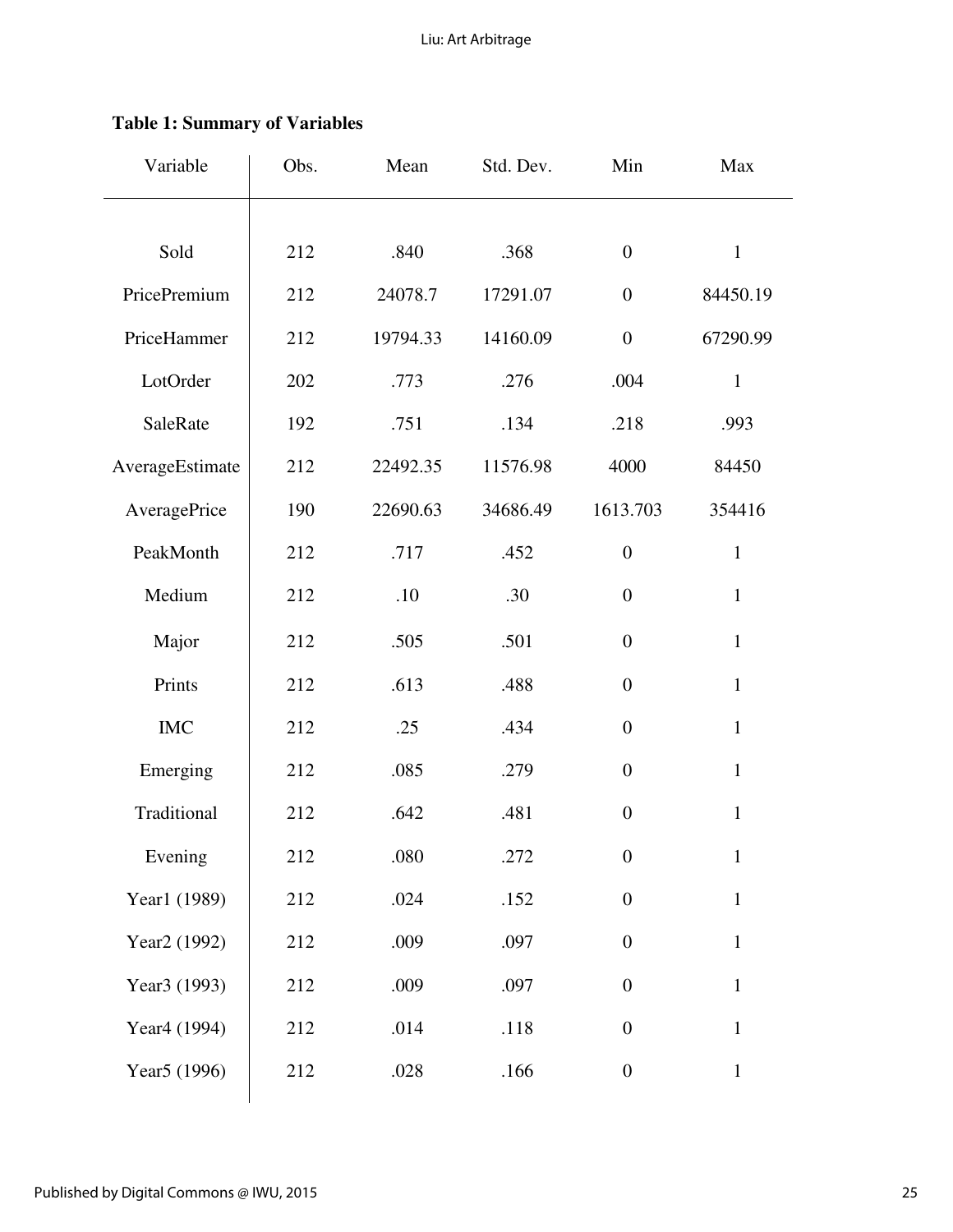**Table 1: Summary of Variables**

| Variable | Obs. | Mean | Std. Dev. | Min | Max |
|---|---|---|---|---|---|
| Sold | 212 | .840 | .368 | 0 | 1 |
| PricePremium | 212 | 24078.7 | 17291.07 | 0 | 84450.19 |
| PriceHammer | 212 | 19794.33 | 14160.09 | 0 | 67290.99 |
| LotOrder | 202 | .773 | .276 | .004 | 1 |
| SaleRate | 192 | .751 | .134 | .218 | .993 |
| AverageEstimate | 212 | 22492.35 | 11576.98 | 4000 | 84450 |
| AveragePrice | 190 | 22690.63 | 34686.49 | 1613.703 | 354416 |
| PeakMonth | 212 | .717 | .452 | 0 | 1 |
| Medium | 212 | .10 | .30 | 0 | 1 |
| Major | 212 | .505 | .501 | 0 | 1 |
| Prints | 212 | .613 | .488 | 0 | 1 |
| IMC | 212 | .25 | .434 | 0 | 1 |
| Emerging | 212 | .085 | .279 | 0 | 1 |
| Traditional | 212 | .642 | .481 | 0 | 1 |
| Evening | 212 | .080 | .272 | 0 | 1 |
| Year1 (1989) | 212 | .024 | .152 | 0 | 1 |
| Year2 (1992) | 212 | .009 | .097 | 0 | 1 |
| Year3 (1993) | 212 | .009 | .097 | 0 | 1 |
| Year4 (1994) | 212 | .014 | .118 | 0 | 1 |
| Year5 (1996) | 212 | .028 | .166 | 0 | 1 |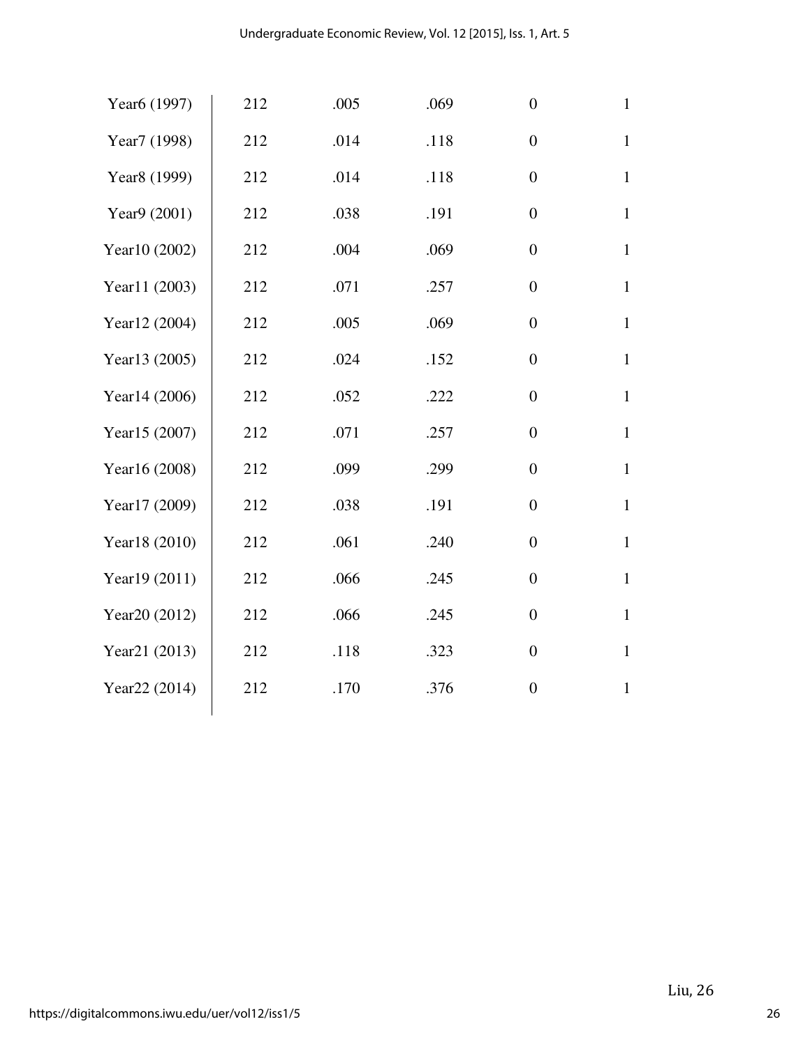| | | | | | |
|---|---|---|---|---|---|
| Year6 (1997) | 212 | .005 | .069 | 0 | 1 |
| Year7 (1998) | 212 | .014 | .118 | 0 | 1 |
| Year8 (1999) | 212 | .014 | .118 | 0 | 1 |
| Year9 (2001) | 212 | .038 | .191 | 0 | 1 |
| Year10 (2002) | 212 | .004 | .069 | 0 | 1 |
| Year11 (2003) | 212 | .071 | .257 | 0 | 1 |
| Year12 (2004) | 212 | .005 | .069 | 0 | 1 |
| Year13 (2005) | 212 | .024 | .152 | 0 | 1 |
| Year14 (2006) | 212 | .052 | .222 | 0 | 1 |
| Year15 (2007) | 212 | .071 | .257 | 0 | 1 |
| Year16 (2008) | 212 | .099 | .299 | 0 | 1 |
| Year17 (2009) | 212 | .038 | .191 | 0 | 1 |
| Year18 (2010) | 212 | .061 | .240 | 0 | 1 |
| Year19 (2011) | 212 | .066 | .245 | 0 | 1 |
| Year20 (2012) | 212 | .066 | .245 | 0 | 1 |
| Year21 (2013) | 212 | .118 | .323 | 0 | 1 |
| Year22 (2014) | 212 | .170 | .376 | 0 | 1 |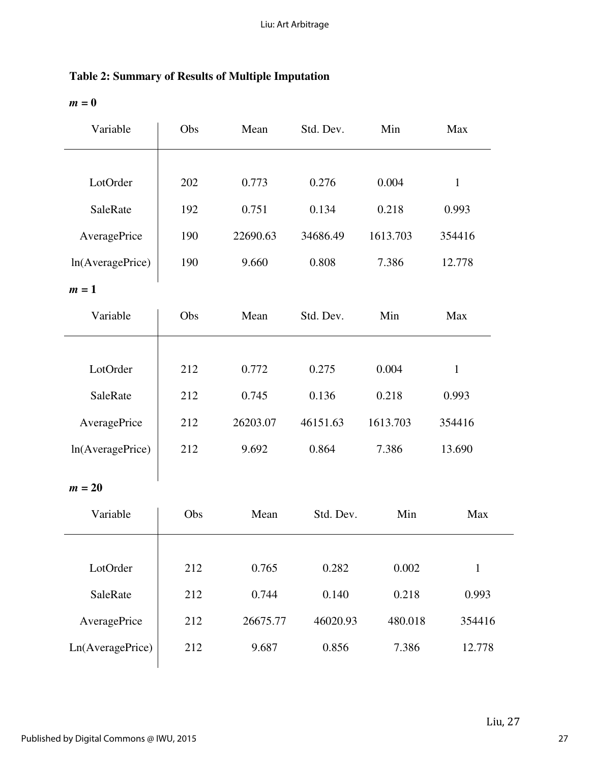**Table 2: Summary of Results of Multiple Imputation**

***m* = 0**

| Variable | Obs | Mean | Std. Dev. | Min | Max |
|---|---|---|---|---|---|
| LotOrder | 202 | 0.773 | 0.276 | 0.004 | 1 |
| SaleRate | 192 | 0.751 | 0.134 | 0.218 | 0.993 |
| AveragePrice | 190 | 22690.63 | 34686.49 | 1613.703 | 354416 |
| ln(AveragePrice) | 190 | 9.660 | 0.808 | 7.386 | 12.778 |

***m* = 1**

| Variable | Obs | Mean | Std. Dev. | Min | Max |
|---|---|---|---|---|---|
| LotOrder | 212 | 0.772 | 0.275 | 0.004 | 1 |
| SaleRate | 212 | 0.745 | 0.136 | 0.218 | 0.993 |
| AveragePrice | 212 | 26203.07 | 46151.63 | 1613.703 | 354416 |
| ln(AveragePrice) | 212 | 9.692 | 0.864 | 7.386 | 13.690 |

***m* = 20**

| Variable | Obs | Mean | Std. Dev. | Min | Max |
|---|---|---|---|---|---|
| LotOrder | 212 | 0.765 | 0.282 | 0.002 | 1 |
| SaleRate | 212 | 0.744 | 0.140 | 0.218 | 0.993 |
| AveragePrice | 212 | 26675.77 | 46020.93 | 480.018 | 354416 |
| Ln(AveragePrice) | 212 | 9.687 | 0.856 | 7.386 | 12.778 |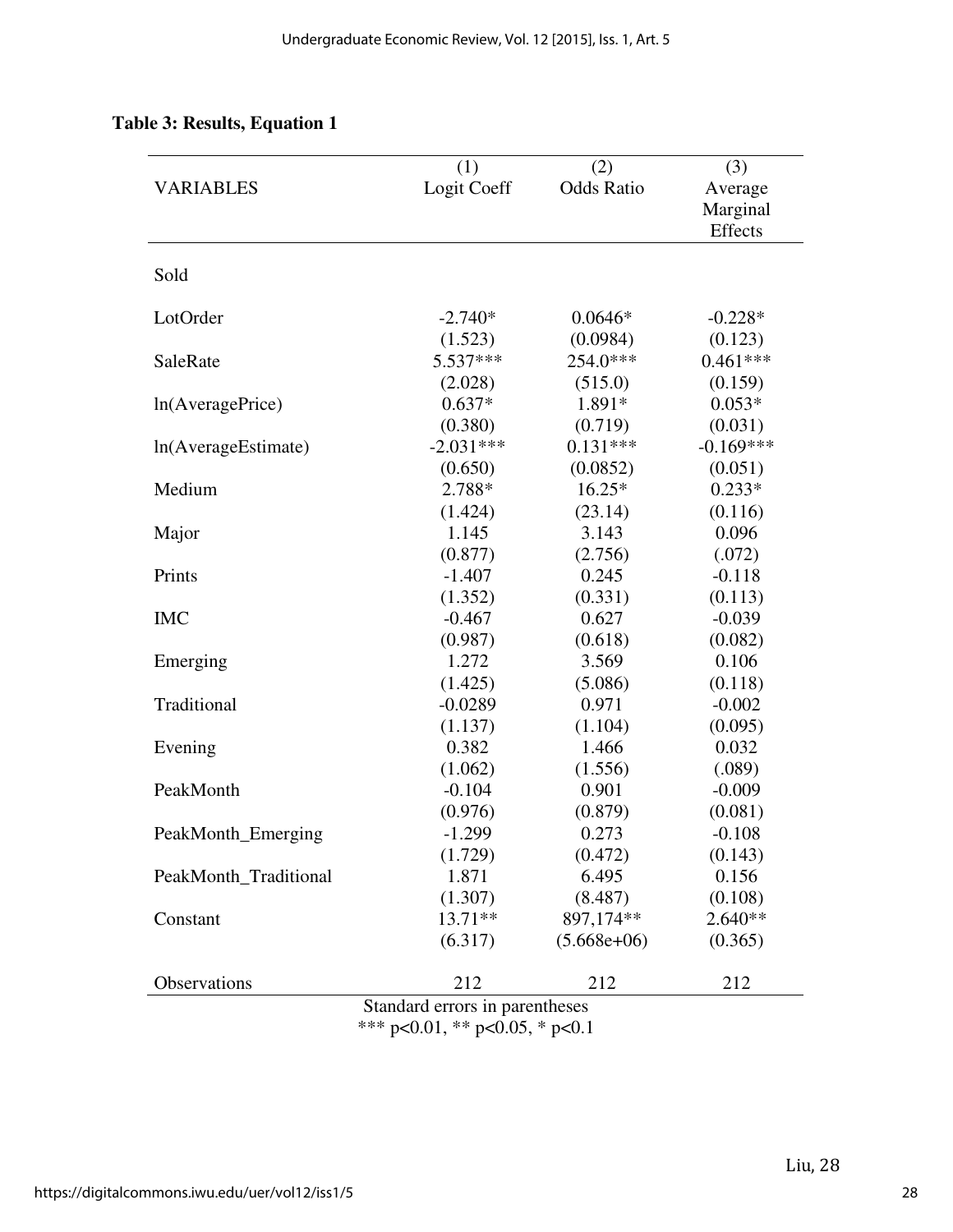**Table 3: Results, Equation 1**

| VARIABLES | (1) Logit Coeff | (2) Odds Ratio | (3) Average Marginal Effects |
|---|---|---|---|
| Sold | | | |
| LotOrder | -2.740* | 0.0646* | -0.228* |
| | (1.523) | (0.0984) | (0.123) |
| SaleRate | 5.537*** | 254.0*** | 0.461*** |
| | (2.028) | (515.0) | (0.159) |
| ln(AveragePrice) | 0.637* | 1.891* | 0.053* |
| | (0.380) | (0.719) | (0.031) |
| ln(AverageEstimate) | -2.031*** | 0.131*** | -0.169*** |
| | (0.650) | (0.0852) | (0.051) |
| Medium | 2.788* | 16.25* | 0.233* |
| | (1.424) | (23.14) | (0.116) |
| Major | 1.145 | 3.143 | 0.096 |
| | (0.877) | (2.756) | (.072) |
| Prints | -1.407 | 0.245 | -0.118 |
| | (1.352) | (0.331) | (0.113) |
| IMC | -0.467 | 0.627 | -0.039 |
| | (0.987) | (0.618) | (0.082) |
| Emerging | 1.272 | 3.569 | 0.106 |
| | (1.425) | (5.086) | (0.118) |
| Traditional | -0.0289 | 0.971 | -0.002 |
| | (1.137) | (1.104) | (0.095) |
| Evening | 0.382 | 1.466 | 0.032 |
| | (1.062) | (1.556) | (.089) |
| PeakMonth | -0.104 | 0.901 | -0.009 |
| | (0.976) | (0.879) | (0.081) |
| PeakMonth_Emerging | -1.299 | 0.273 | -0.108 |
| | (1.729) | (0.472) | (0.143) |
| PeakMonth_Traditional | 1.871 | 6.495 | 0.156 |
| | (1.307) | (8.487) | (0.108) |
| Constant | 13.71** | 897,174** | 2.640** |
| | (6.317) | (5.668e+06) | (0.365) |
| Observations | 212 | 212 | 212 |

Standard errors in parentheses
*** p<0.01, ** p<0.05, * p<0.1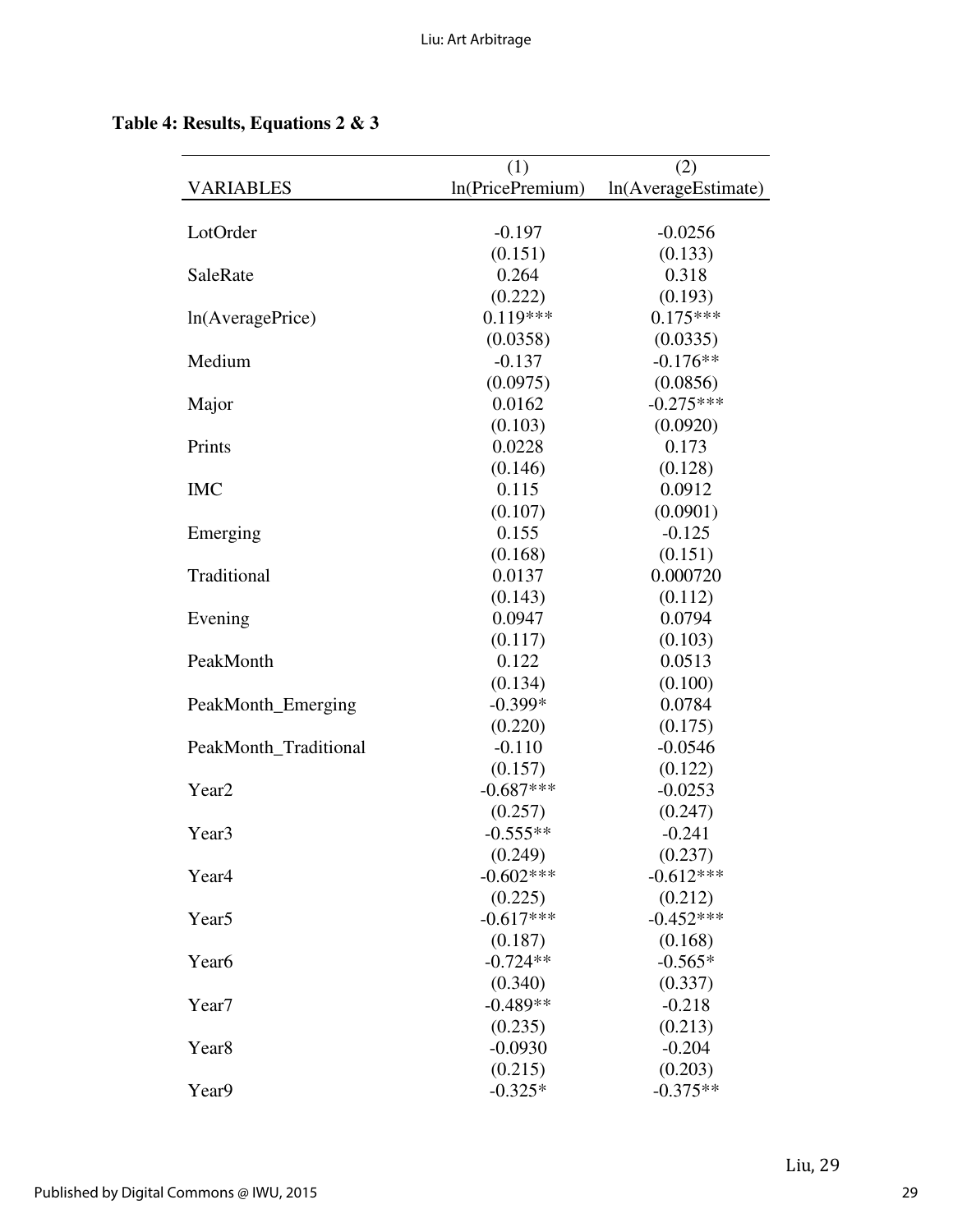**Table 4: Results, Equations 2 & 3**

| VARIABLES | (1)<br>ln(PricePremium) | (2)<br>ln(AverageEstimate) |
|---|---|---|
| LotOrder | -0.197 | -0.0256 |
| | (0.151) | (0.133) |
| SaleRate | 0.264 | 0.318 |
| | (0.222) | (0.193) |
| ln(AveragePrice) | 0.119*** | 0.175*** |
| | (0.0358) | (0.0335) |
| Medium | -0.137 | -0.176** |
| | (0.0975) | (0.0856) |
| Major | 0.0162 | -0.275*** |
| | (0.103) | (0.0920) |
| Prints | 0.0228 | 0.173 |
| | (0.146) | (0.128) |
| IMC | 0.115 | 0.0912 |
| | (0.107) | (0.0901) |
| Emerging | 0.155 | -0.125 |
| | (0.168) | (0.151) |
| Traditional | 0.0137 | 0.000720 |
| | (0.143) | (0.112) |
| Evening | 0.0947 | 0.0794 |
| | (0.117) | (0.103) |
| PeakMonth | 0.122 | 0.0513 |
| | (0.134) | (0.100) |
| PeakMonth_Emerging | -0.399* | 0.0784 |
| | (0.220) | (0.175) |
| PeakMonth_Traditional | -0.110 | -0.0546 |
| | (0.157) | (0.122) |
| Year2 | -0.687*** | -0.0253 |
| | (0.257) | (0.247) |
| Year3 | -0.555** | -0.241 |
| | (0.249) | (0.237) |
| Year4 | -0.602*** | -0.612*** |
| | (0.225) | (0.212) |
| Year5 | -0.617*** | -0.452*** |
| | (0.187) | (0.168) |
| Year6 | -0.724** | -0.565* |
| | (0.340) | (0.337) |
| Year7 | -0.489** | -0.218 |
| | (0.235) | (0.213) |
| Year8 | -0.0930 | -0.204 |
| | (0.215) | (0.203) |
| Year9 | -0.325* | -0.375** |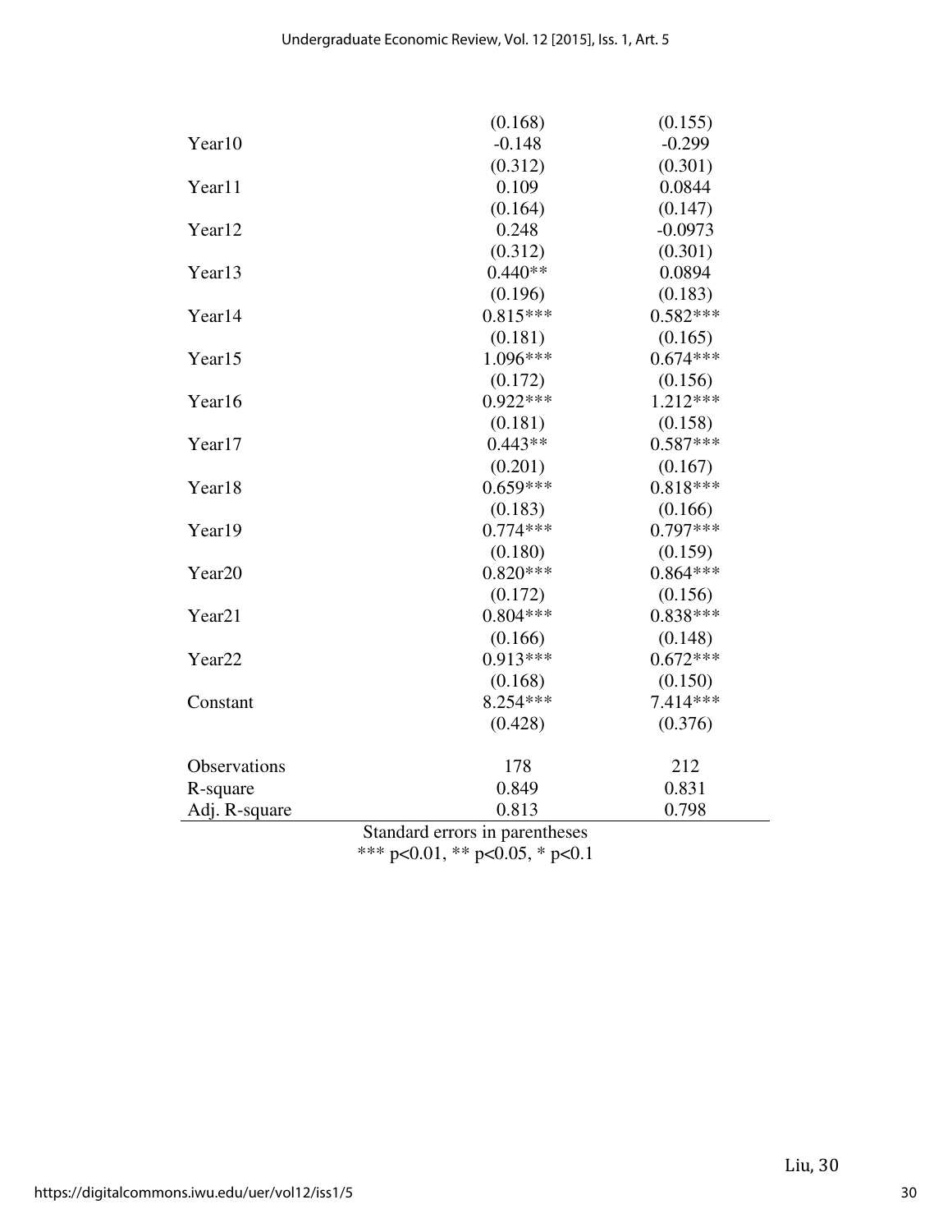| | | |
|---|---|---|
| | (0.168) | (0.155) |
| Year10 | -0.148 | -0.299 |
| | (0.312) | (0.301) |
| Year11 | 0.109 | 0.0844 |
| | (0.164) | (0.147) |
| Year12 | 0.248 | -0.0973 |
| | (0.312) | (0.301) |
| Year13 | 0.440** | 0.0894 |
| | (0.196) | (0.183) |
| Year14 | 0.815*** | 0.582*** |
| | (0.181) | (0.165) |
| Year15 | 1.096*** | 0.674*** |
| | (0.172) | (0.156) |
| Year16 | 0.922*** | 1.212*** |
| | (0.181) | (0.158) |
| Year17 | 0.443** | 0.587*** |
| | (0.201) | (0.167) |
| Year18 | 0.659*** | 0.818*** |
| | (0.183) | (0.166) |
| Year19 | 0.774*** | 0.797*** |
| | (0.180) | (0.159) |
| Year20 | 0.820*** | 0.864*** |
| | (0.172) | (0.156) |
| Year21 | 0.804*** | 0.838*** |
| | (0.166) | (0.148) |
| Year22 | 0.913*** | 0.672*** |
| | (0.168) | (0.150) |
| Constant | 8.254*** | 7.414*** |
| | (0.428) | (0.376) |
| Observations | 178 | 212 |
| R-square | 0.849 | 0.831 |
| Adj. R-square | 0.813 | 0.798 |

Standard errors in parentheses
*** p<0.01, ** p<0.05, * p<0.1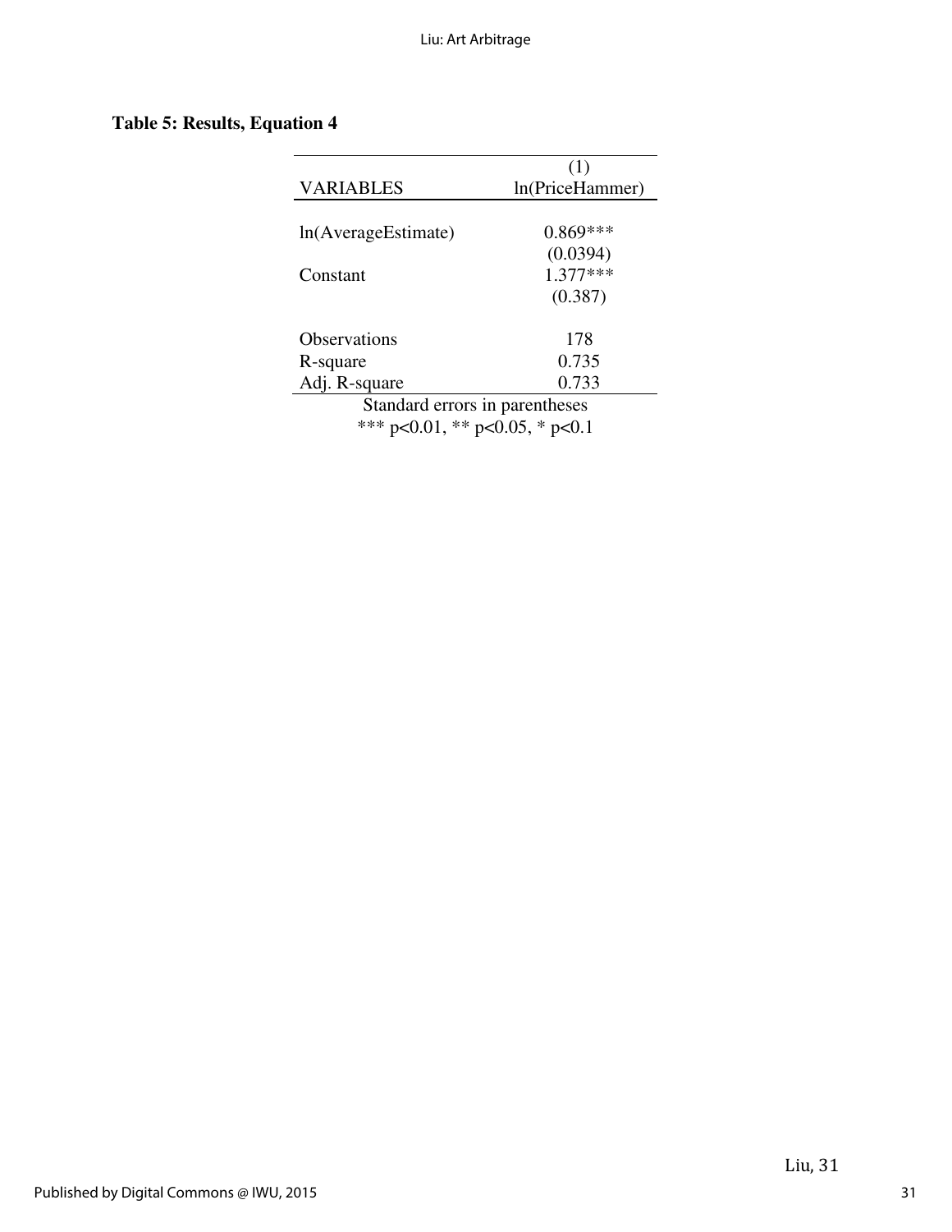**Table 5: Results, Equation 4**

| VARIABLES | (1) ln(PriceHammer) |
|---|---|
| ln(AverageEstimate) | 0.869*** |
| | (0.0394) |
| Constant | 1.377*** |
| | (0.387) |
| Observations | 178 |
| R-square | 0.735 |
| Adj. R-square | 0.733 |

Standard errors in parentheses

*** p<0.01, ** p<0.05, * p<0.1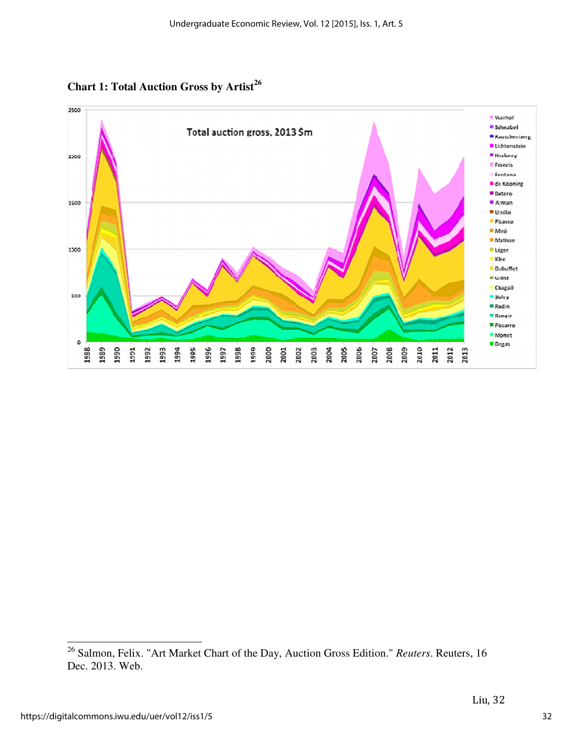**Chart 1: Total Auction Gross by Artist[26]**

[26] Salmon, Felix. "Art Market Chart of the Day, Auction Gross Edition." *Reuters*. Reuters, 16 Dec. 2013. Web.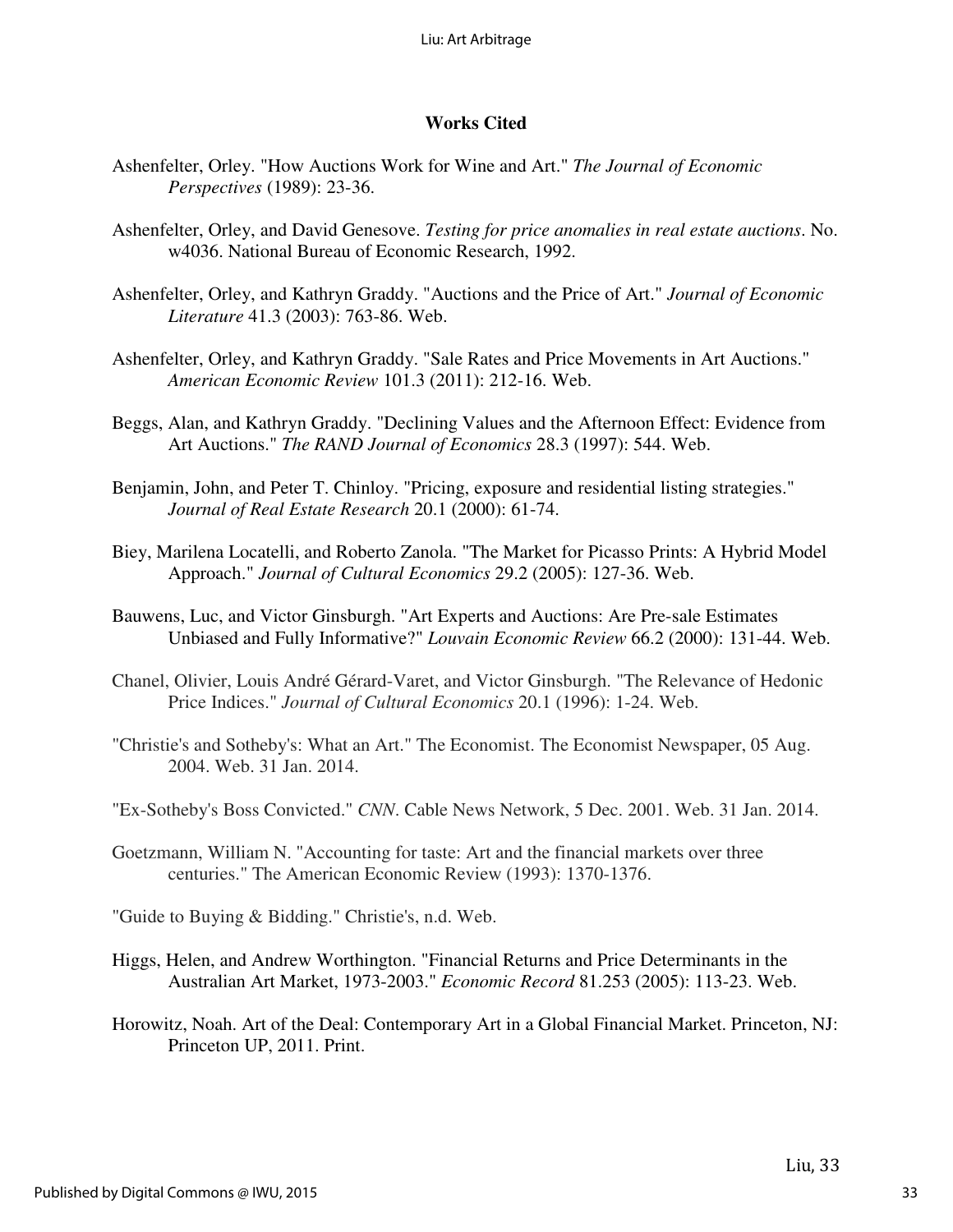## Works Cited

Ashenfelter, Orley. "How Auctions Work for Wine and Art." *The Journal of Economic Perspectives* (1989): 23-36.

Ashenfelter, Orley, and David Genesove. *Testing for price anomalies in real estate auctions*. No. w4036. National Bureau of Economic Research, 1992.

Ashenfelter, Orley, and Kathryn Graddy. "Auctions and the Price of Art." *Journal of Economic Literature* 41.3 (2003): 763-86. Web.

Ashenfelter, Orley, and Kathryn Graddy. "Sale Rates and Price Movements in Art Auctions." *American Economic Review* 101.3 (2011): 212-16. Web.

Beggs, Alan, and Kathryn Graddy. "Declining Values and the Afternoon Effect: Evidence from Art Auctions." *The RAND Journal of Economics* 28.3 (1997): 544. Web.

Benjamin, John, and Peter T. Chinloy. "Pricing, exposure and residential listing strategies." *Journal of Real Estate Research* 20.1 (2000): 61-74.

Biey, Marilena Locatelli, and Roberto Zanola. "The Market for Picasso Prints: A Hybrid Model Approach." *Journal of Cultural Economics* 29.2 (2005): 127-36. Web.

Bauwens, Luc, and Victor Ginsburgh. "Art Experts and Auctions: Are Pre-sale Estimates Unbiased and Fully Informative?" *Louvain Economic Review* 66.2 (2000): 131-44. Web.

Chanel, Olivier, Louis André Gérard-Varet, and Victor Ginsburgh. "The Relevance of Hedonic Price Indices." *Journal of Cultural Economics* 20.1 (1996): 1-24. Web.

"Christie's and Sotheby's: What an Art." The Economist. The Economist Newspaper, 05 Aug. 2004. Web. 31 Jan. 2014.

"Ex-Sotheby's Boss Convicted." *CNN*. Cable News Network, 5 Dec. 2001. Web. 31 Jan. 2014.

Goetzmann, William N. "Accounting for taste: Art and the financial markets over three centuries." The American Economic Review (1993): 1370-1376.

"Guide to Buying & Bidding." Christie's, n.d. Web.

Higgs, Helen, and Andrew Worthington. "Financial Returns and Price Determinants in the Australian Art Market, 1973-2003." *Economic Record* 81.253 (2005): 113-23. Web.

Horowitz, Noah. Art of the Deal: Contemporary Art in a Global Financial Market. Princeton, NJ: Princeton UP, 2011. Print.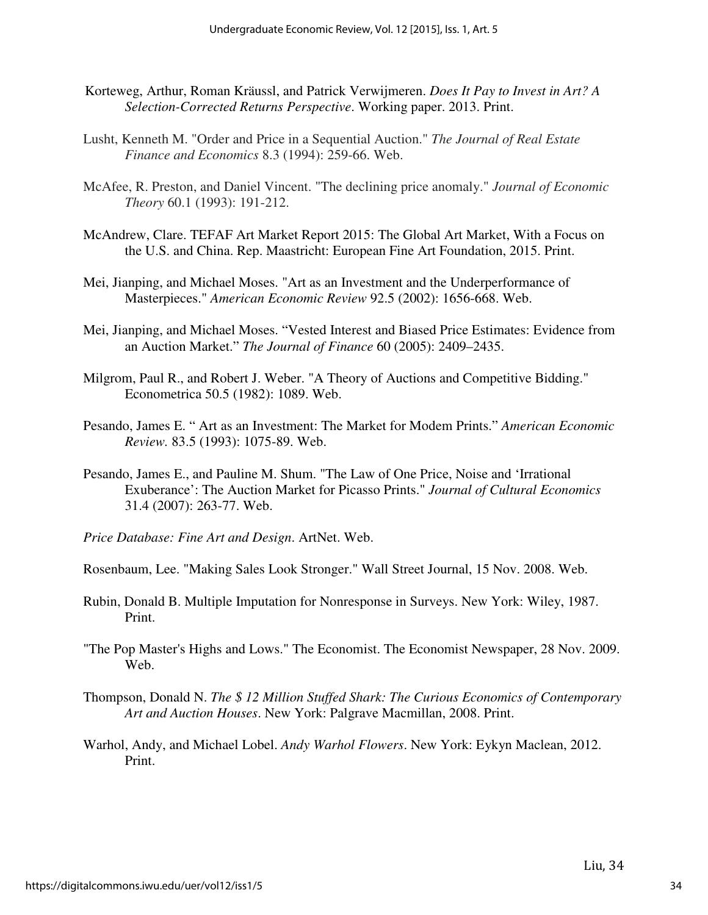Korteweg, Arthur, Roman Kräussl, and Patrick Verwijmeren. *Does It Pay to Invest in Art? A Selection-Corrected Returns Perspective*. Working paper. 2013. Print.

Lusht, Kenneth M. "Order and Price in a Sequential Auction." *The Journal of Real Estate Finance and Economics* 8.3 (1994): 259-66. Web.

McAfee, R. Preston, and Daniel Vincent. "The declining price anomaly." *Journal of Economic Theory* 60.1 (1993): 191-212.

McAndrew, Clare. TEFAF Art Market Report 2015: The Global Art Market, With a Focus on the U.S. and China. Rep. Maastricht: European Fine Art Foundation, 2015. Print.

Mei, Jianping, and Michael Moses. "Art as an Investment and the Underperformance of Masterpieces." *American Economic Review* 92.5 (2002): 1656-668. Web.

Mei, Jianping, and Michael Moses. "Vested Interest and Biased Price Estimates: Evidence from an Auction Market." *The Journal of Finance* 60 (2005): 2409–2435.

Milgrom, Paul R., and Robert J. Weber. "A Theory of Auctions and Competitive Bidding." Econometrica 50.5 (1982): 1089. Web.

Pesando, James E. " Art as an Investment: The Market for Modem Prints." *American Economic Review.* 83.5 (1993): 1075-89. Web.

Pesando, James E., and Pauline M. Shum. "The Law of One Price, Noise and 'Irrational Exuberance': The Auction Market for Picasso Prints." *Journal of Cultural Economics* 31.4 (2007): 263-77. Web.

*Price Database: Fine Art and Design*. ArtNet. Web.

Rosenbaum, Lee. "Making Sales Look Stronger." Wall Street Journal, 15 Nov. 2008. Web.

Rubin, Donald B. Multiple Imputation for Nonresponse in Surveys. New York: Wiley, 1987. Print.

"The Pop Master's Highs and Lows." The Economist. The Economist Newspaper, 28 Nov. 2009. Web.

Thompson, Donald N. *The $ 12 Million Stuffed Shark: The Curious Economics of Contemporary Art and Auction Houses*. New York: Palgrave Macmillan, 2008. Print.

Warhol, Andy, and Michael Lobel. *Andy Warhol Flowers*. New York: Eykyn Maclean, 2012. Print.